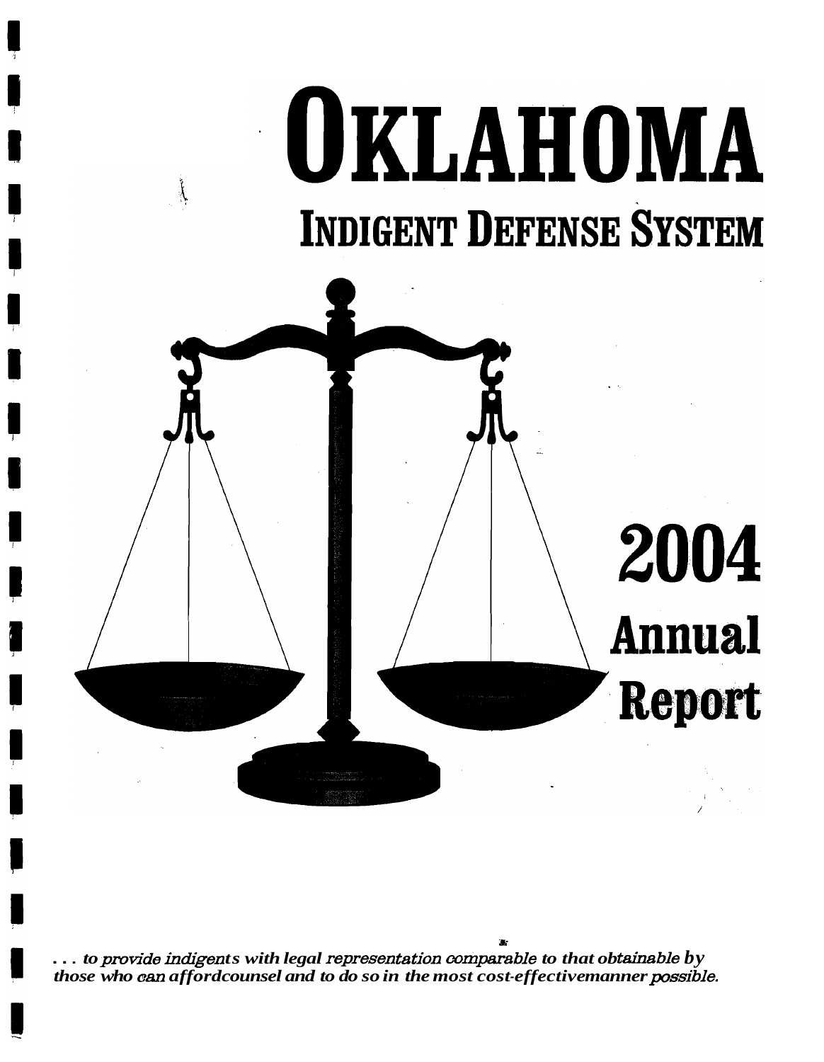# OKLAHOMA

## INDIGENT DEFENSE SYSTEM

## 2004 Annual Report

*. . . to provide indigents with legal representation comparable to that obtainable by those who can afford counsel and to do so in the most cost-effective manner possible.*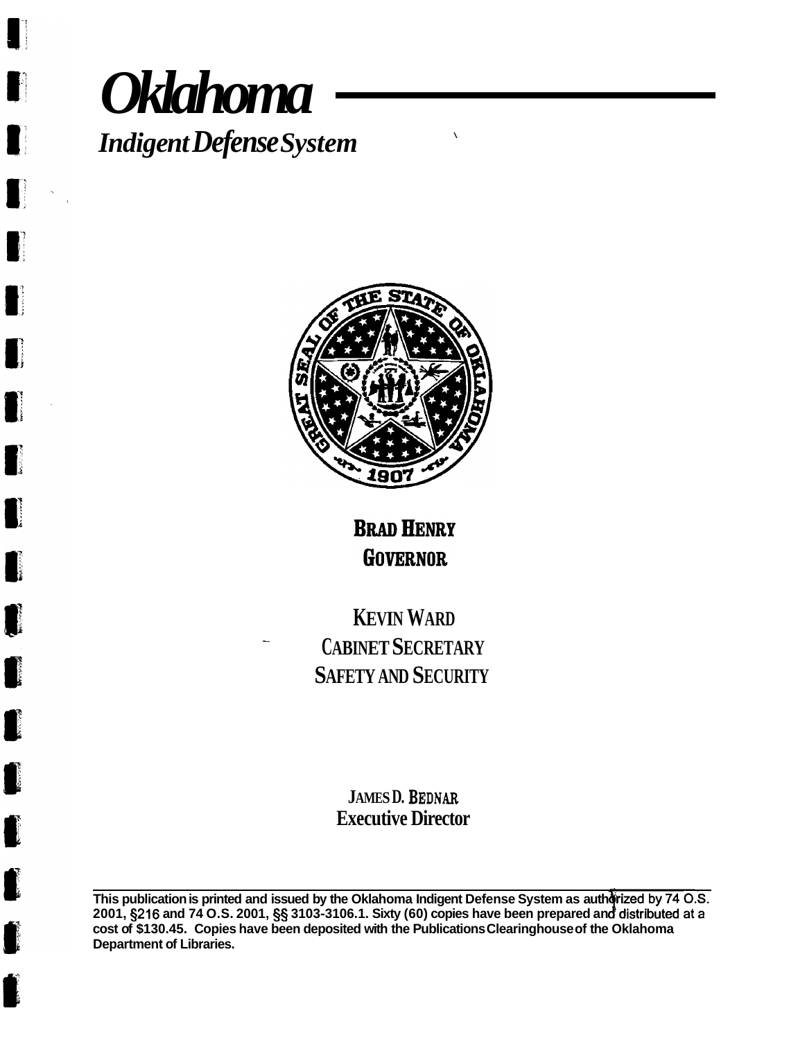# *Oklahoma*

## *Indigent Defense System*

**BRAD HENRY**
**GOVERNOR**

**KEVIN WARD**
**CABINET SECRETARY**
**SAFETY AND SECURITY**

**JAMES D. BEDNAR**
**Executive Director**

**This publication is printed and issued by the Oklahoma Indigent Defense System as authorized by 74 O.S. 2001, §216 and 74 O.S. 2001, §§ 3103-3106.1. Sixty (60) copies have been prepared and distributed at a cost of $130.45. Copies have been deposited with the Publications Clearinghouse of the Oklahoma Department of Libraries.**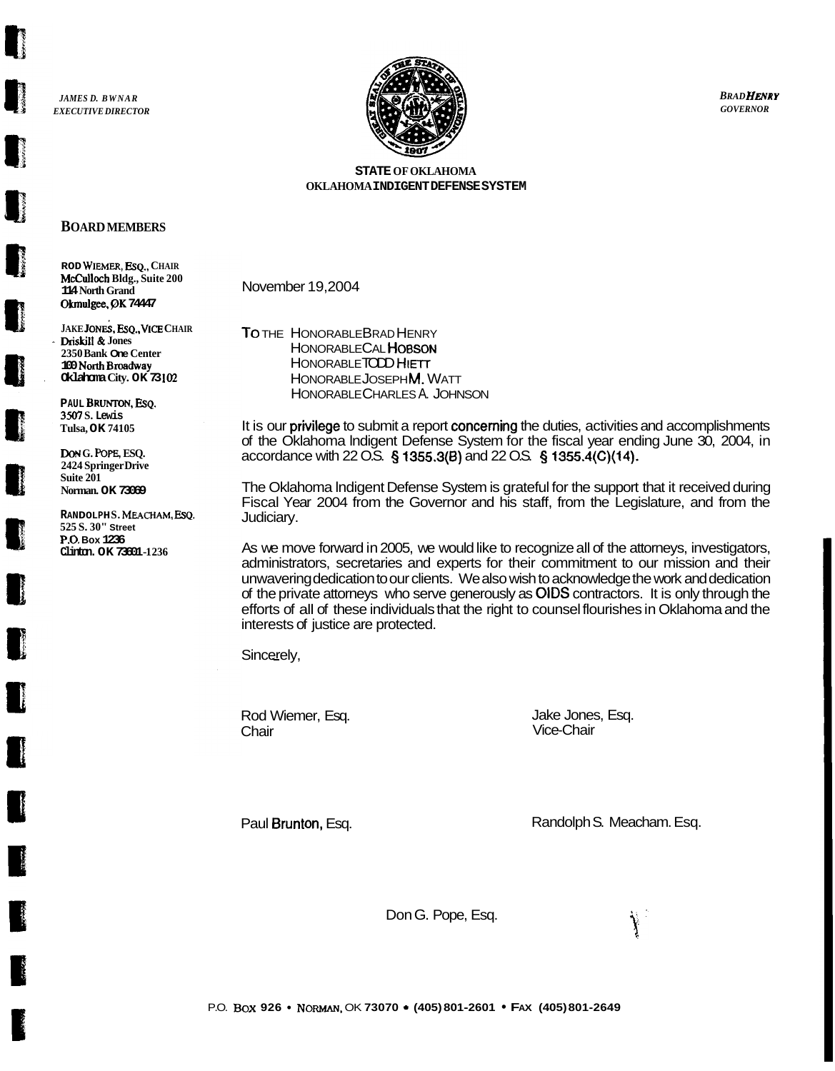*JAMES D. BWNAR*
*EXECUTIVE DIRECTOR*

*BRAD HENRY*
*GOVERNOR*

**STATE OF OKLAHOMA**
**OKLAHOMA INDIGENT DEFENSE SYSTEM**

**BOARD MEMBERS**

**ROD WIEMER, ESQ., CHAIR**
**McCulloch Bldg., Suite 200**
**114 North Grand**
**Okmulgee, OK 74447**

**JAKE JONES, ESQ., VICE CHAIR**
**Driskill & Jones**
**2350 Bank One Center**
**100 North Broadway**
**Oklahoma City. OK 73102**

**PAUL BRUNTON, ESQ.**
**3507 S. Lewis**
**Tulsa, OK 74105**

**DON G. POPE, ESQ.**
**2424 Springer Drive**
**Suite 201**
**Norman. OK 73069**

**RANDOLPH S. MEACHAM, ESQ.**
**525 S. 30" Street**
**P.O. Box 1236**
**Clinton. OK 73601-1236**

November 19, 2004

TO THE HONORABLE BRAD HENRY
HONORABLE CAL HOBSON
HONORABLE TODD HIETT
HONORABLE JOSEPH M. WATT
HONORABLE CHARLES A. JOHNSON

It is our privilege to submit a report concerning the duties, activities and accomplishments of the Oklahoma Indigent Defense System for the fiscal year ending June 30, 2004, in accordance with 22 O.S. § 1355.3(B) and 22 O.S. § 1355.4(C)(14).

The Oklahoma Indigent Defense System is grateful for the support that it received during Fiscal Year 2004 from the Governor and his staff, from the Legislature, and from the Judiciary.

As we move forward in 2005, we would like to recognize all of the attorneys, investigators, administrators, secretaries and experts for their commitment to our mission and their unwavering dedication to our clients. We also wish to acknowledge the work and dedication of the private attorneys who serve generously as OIDS contractors. It is only through the efforts of all of these individuals that the right to counsel flourishes in Oklahoma and the interests of justice are protected.

Sincerely,

Rod Wiemer, Esq.
Chair

Jake Jones, Esq.
Vice-Chair

Paul Brunton, Esq.

Randolph S. Meacham. Esq.

Don G. Pope, Esq.

P.O. BOX 926 • NORMAN, OK 73070 • (405) 801-2601 • FAX (405) 801-2649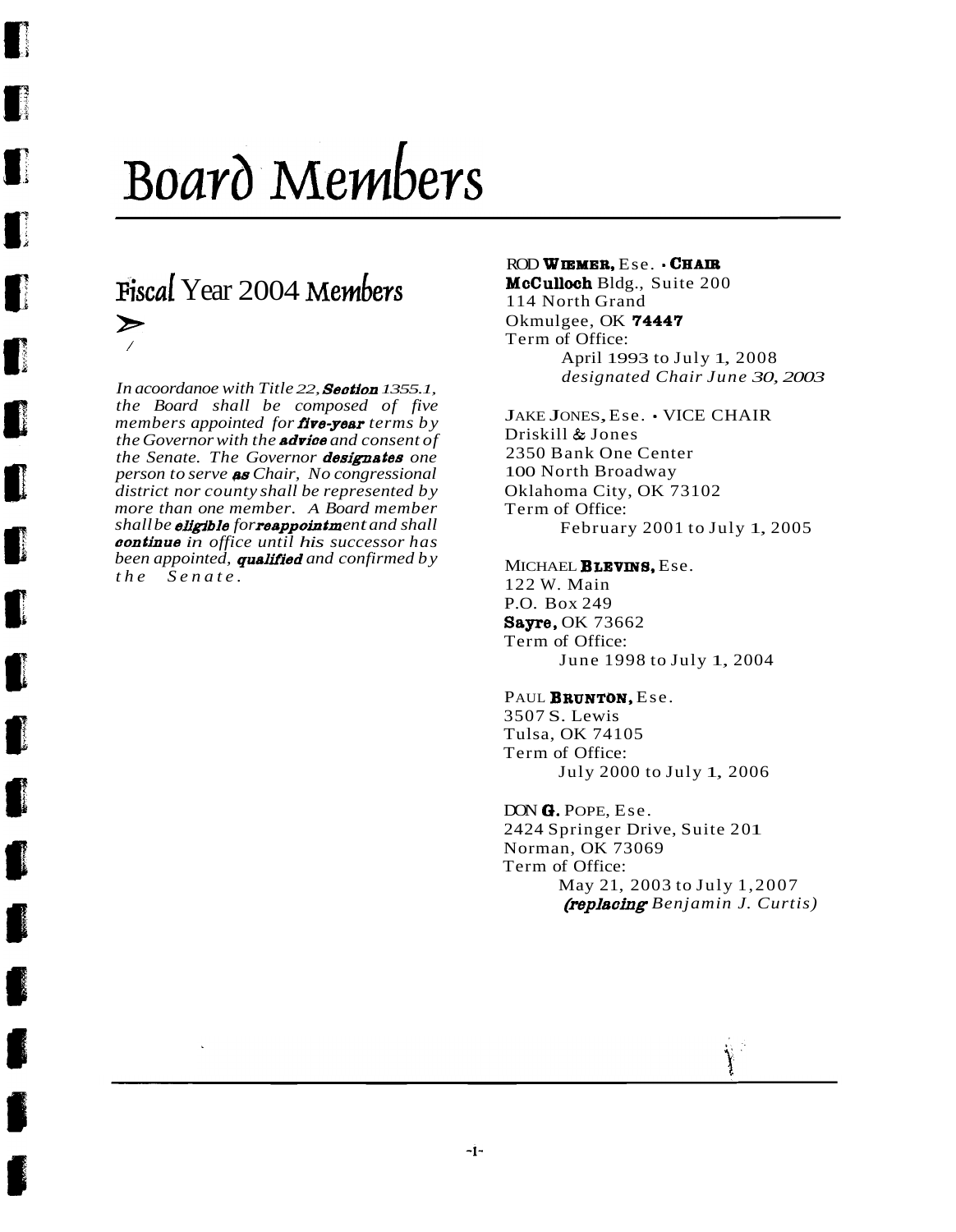# Board Members

## Fiscal Year 2004 Members

*In acoordanoe with Title 22, Section 1355.1, the Board shall be composed of five members appointed for five-year terms by the Governor with the advice and consent of the Senate. The Governor designates one person to serve as Chair, No congressional district nor county shall be represented by more than one member. A Board member shall be eligible for reappointment and shall continue in office until his successor has been appointed, qualified and confirmed by the Senate.*

ROD WIEMER, Esq. • CHAIR
McCulloch Bldg., Suite 200
114 North Grand
Okmulgee, OK 74447
Term of Office:
April 1993 to July 1, 2008
*designated Chair June 30, 2003*

JAKE JONES, Esq. • VICE CHAIR
Driskill & Jones
2350 Bank One Center
100 North Broadway
Oklahoma City, OK 73102
Term of Office:
February 2001 to July 1, 2005

MICHAEL BLEVINS, Esq.
122 W. Main
P.O. Box 249
Sayre, OK 73662
Term of Office:
June 1998 to July 1, 2004

PAUL BRUNTON, Esq.
3507 S. Lewis
Tulsa, OK 74105
Term of Office:
July 2000 to July 1, 2006

DON G. POPE, Esq.
2424 Springer Drive, Suite 201
Norman, OK 73069
Term of Office:
May 21, 2003 to July 1, 2007
*(replacing Benjamin J. Curtis)*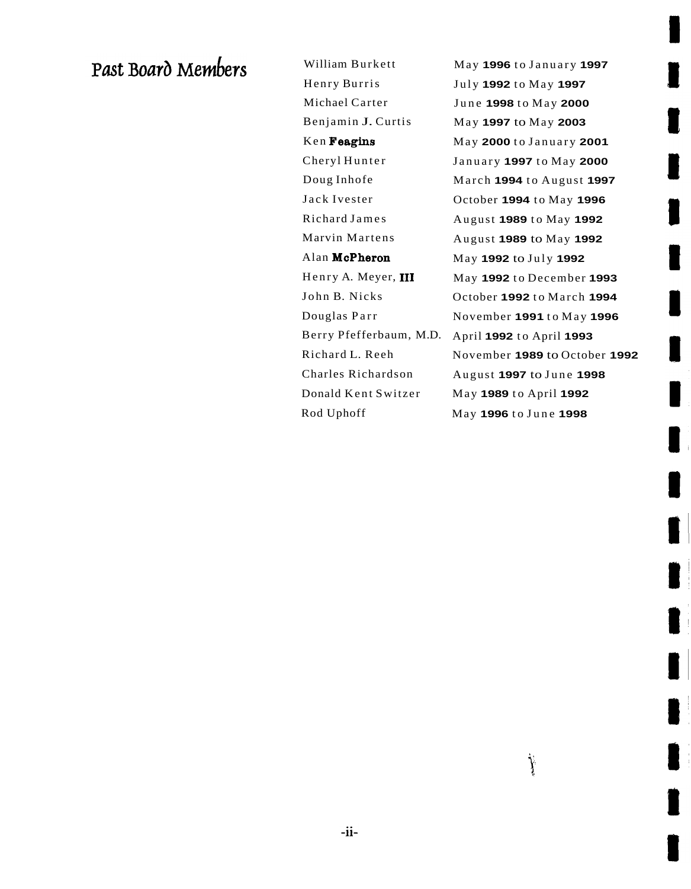## Past Board Members

| | |
|---|---|
| William Burkett | May 1996 to January 1997 |
| Henry Burris | July 1992 to May 1997 |
| Michael Carter | June 1998 to May 2000 |
| Benjamin J. Curtis | May 1997 to May 2003 |
| Ken Feagins | May 2000 to January 2001 |
| Cheryl Hunter | January 1997 to May 2000 |
| Doug Inhofe | March 1994 to August 1997 |
| Jack Ivester | October 1994 to May 1996 |
| Richard James | August 1989 to May 1992 |
| Marvin Martens | August 1989 to May 1992 |
| Alan McPheron | May 1992 to July 1992 |
| Henry A. Meyer, III | May 1992 to December 1993 |
| John B. Nicks | October 1992 to March 1994 |
| Douglas Parr | November 1991 to May 1996 |
| Berry Pfefferbaum, M.D. | April 1992 to April 1993 |
| Richard L. Reeh | November 1989 to October 1992 |
| Charles Richardson | August 1997 to June 1998 |
| Donald Kent Switzer | May 1989 to April 1992 |
| Rod Uphoff | May 1996 to June 1998 |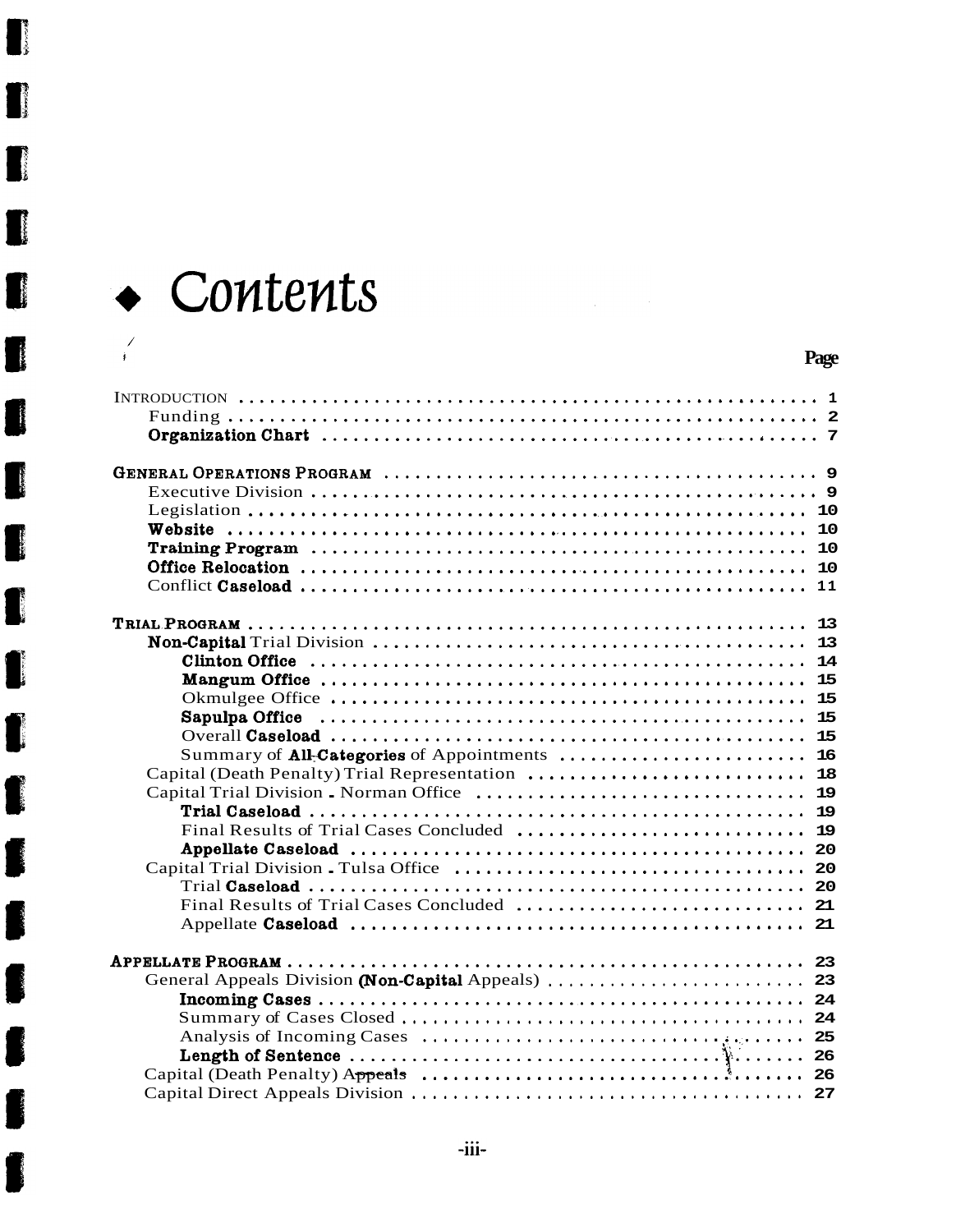# Contents

| | Page |
|---|---|
| INTRODUCTION | 1 |
| Funding | 2 |
| **Organization Chart** | 7 |
| **GENERAL OPERATIONS PROGRAM** | 9 |
| Executive Division | 9 |
| Legislation | 10 |
| **Website** | 10 |
| **Training Program** | 10 |
| **Office Relocation** | 10 |
| Conflict **Caseload** | 11 |
| **TRIAL PROGRAM** | 13 |
| **Non-Capital** Trial Division | 13 |
| **Clinton Office** | 14 |
| **Mangum Office** | 15 |
| Okmulgee Office | 15 |
| **Sapulpa Office** | 15 |
| Overall **Caseload** | 15 |
| Summary of **All-Categories** of Appointments | 16 |
| Capital (Death Penalty) Trial Representation | 18 |
| Capital Trial Division - Norman Office | 19 |
| **Trial Caseload** | 19 |
| Final Results of Trial Cases Concluded | 19 |
| **Appellate Caseload** | 20 |
| Capital Trial Division - Tulsa Office | 20 |
| Trial **Caseload** | 20 |
| Final Results of Trial Cases Concluded | 21 |
| Appellate **Caseload** | 21 |
| **APPELLATE PROGRAM** | 23 |
| General Appeals Division **(Non-Capital** Appeals) | 23 |
| **Incoming Cases** | 24 |
| Summary of Cases Closed | 24 |
| Analysis of Incoming Cases | 25 |
| **Length of Sentence** | 26 |
| Capital (Death Penalty) Appeals | 26 |
| Capital Direct Appeals Division | 27 |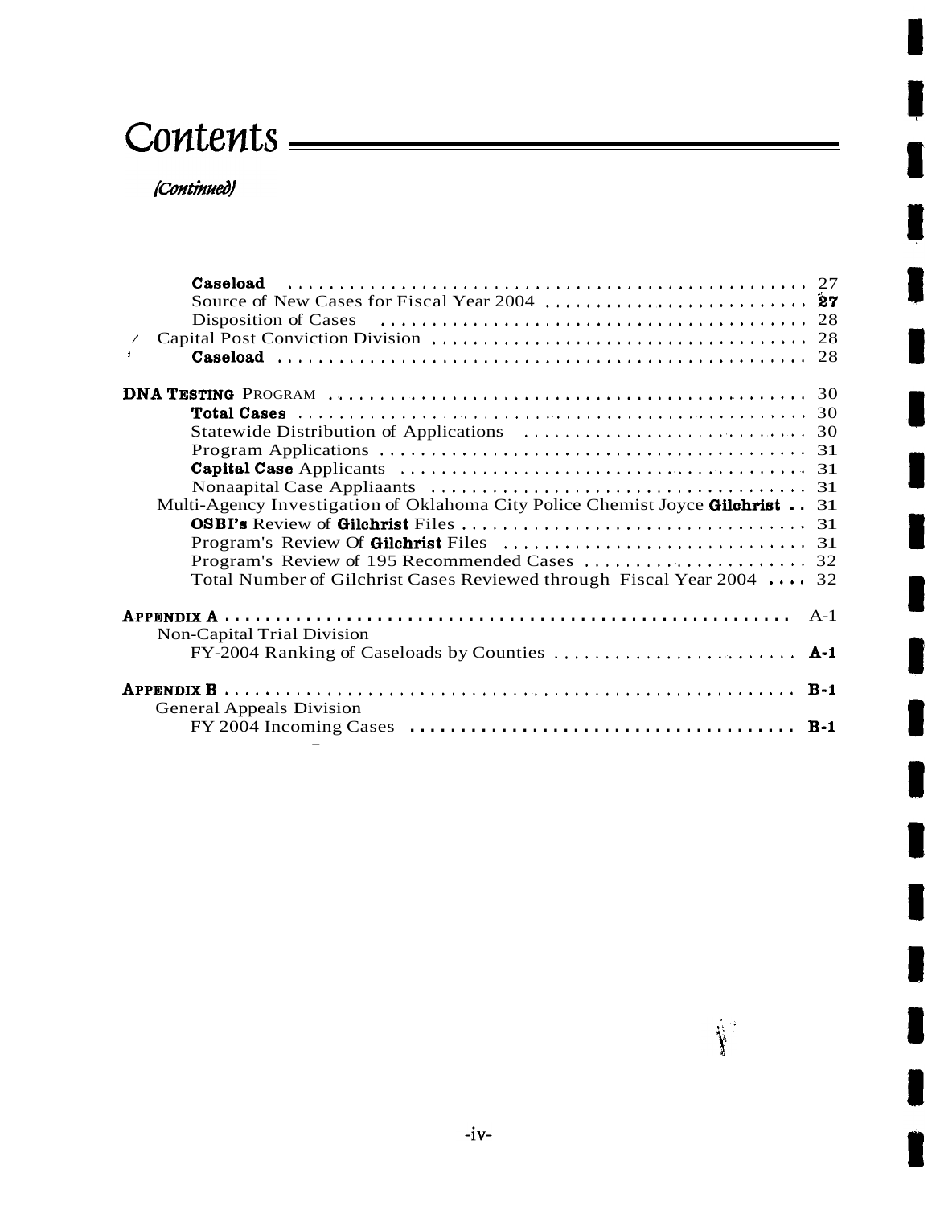# Contents

*(Continued)*

**Caseload** .......... 27
Source of New Cases for Fiscal Year 2004 .......... **27**
Disposition of Cases .......... 28
Capital Post Conviction Division .......... 28
**Caseload** .......... 28

**DNA TESTING** PROGRAM .......... 30
**Total Cases** .......... 30
Statewide Distribution of Applications .......... 30
Program Applications .......... 31
**Capital Case** Applicants .......... 31
Nonaapital Case Appliaants .......... 31
Multi-Agency Investigation of Oklahoma City Police Chemist Joyce **Gilchrist** .. 31
**OSBI's** Review of **Gilchrist** Files .......... 31
Program's Review Of **Gilchrist** Files .......... 31
Program's Review of 195 Recommended Cases .......... 32
Total Number of Gilchrist Cases Reviewed through Fiscal Year 2004 .... 32

**APPENDIX A** .......... A-1
Non-Capital Trial Division
FY-2004 Ranking of Caseloads by Counties .......... **A-1**

**APPENDIX B** .......... **B-1**
General Appeals Division
FY 2004 Incoming Cases .......... **B-1**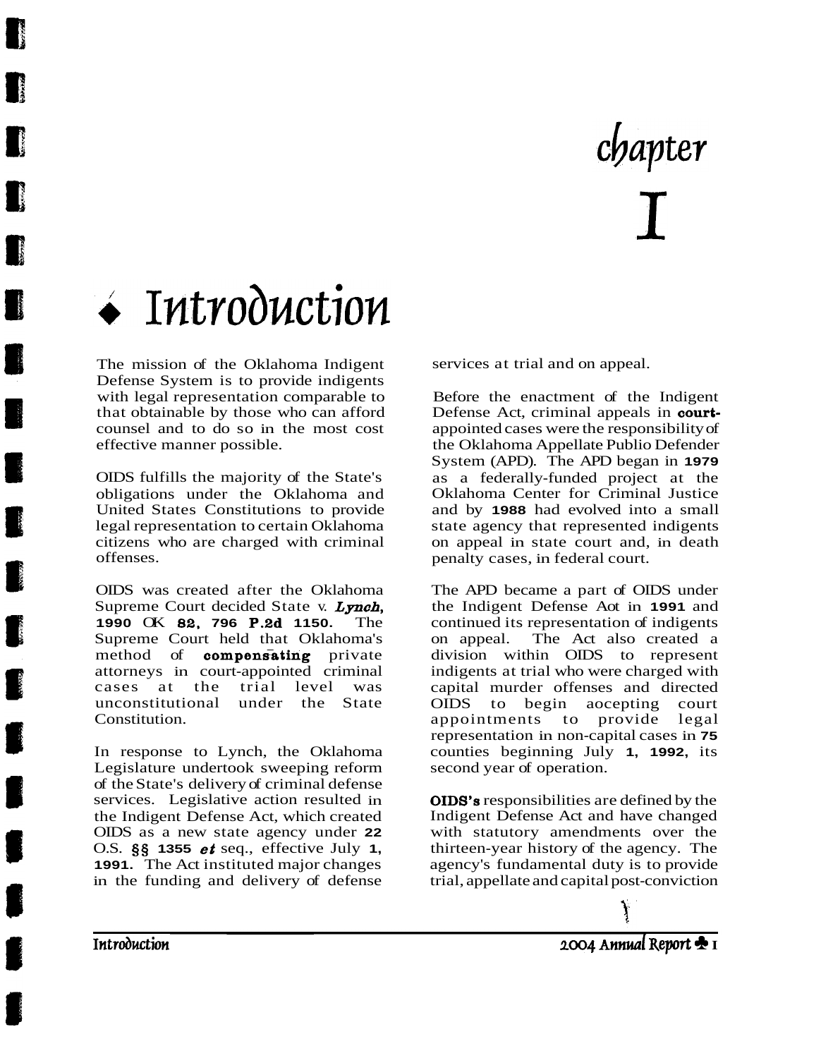# chapter I

## ◆ Introduction

The mission of the Oklahoma Indigent Defense System is to provide indigents with legal representation comparable to that obtainable by those who can afford counsel and to do so in the most cost effective manner possible.

OIDS fulfills the majority of the State's obligations under the Oklahoma and United States Constitutions to provide legal representation to certain Oklahoma citizens who are charged with criminal offenses.

OIDS was created after the Oklahoma Supreme Court decided State v. ***Lynch*, 1990 OK 82, 796 P.2d 1150.** The Supreme Court held that Oklahoma's method of **compensating** private attorneys in court-appointed criminal cases at the trial level was unconstitutional under the State Constitution.

In response to Lynch, the Oklahoma Legislature undertook sweeping reform of the State's delivery of criminal defense services. Legislative action resulted in the Indigent Defense Act, which created OIDS as a new state agency under **22** O.S. **§§ 1355** ***et*** seq., effective July **1, 1991.** The Act instituted major changes in the funding and delivery of defense services at trial and on appeal.

Before the enactment of the Indigent Defense Act, criminal appeals in **court-**appointed cases were the responsibility of the Oklahoma Appellate Publio Defender System (APD). The APD began in **1979** as a federally-funded project at the Oklahoma Center for Criminal Justice and by **1988** had evolved into a small state agency that represented indigents on appeal in state court and, in death penalty cases, in federal court.

The APD became a part of OIDS under the Indigent Defense Aot in **1991** and continued its representation of indigents on appeal. The Act also created a division within OIDS to represent indigents at trial who were charged with capital murder offenses and directed OIDS to begin aocepting court appointments to provide legal representation in non-capital cases in **75** counties beginning July **1, 1992,** its second year of operation.

**OIDS's** responsibilities are defined by the Indigent Defense Act and have changed with statutory amendments over the thirteen-year history of the agency. The agency's fundamental duty is to provide trial, appellate and capital post-conviction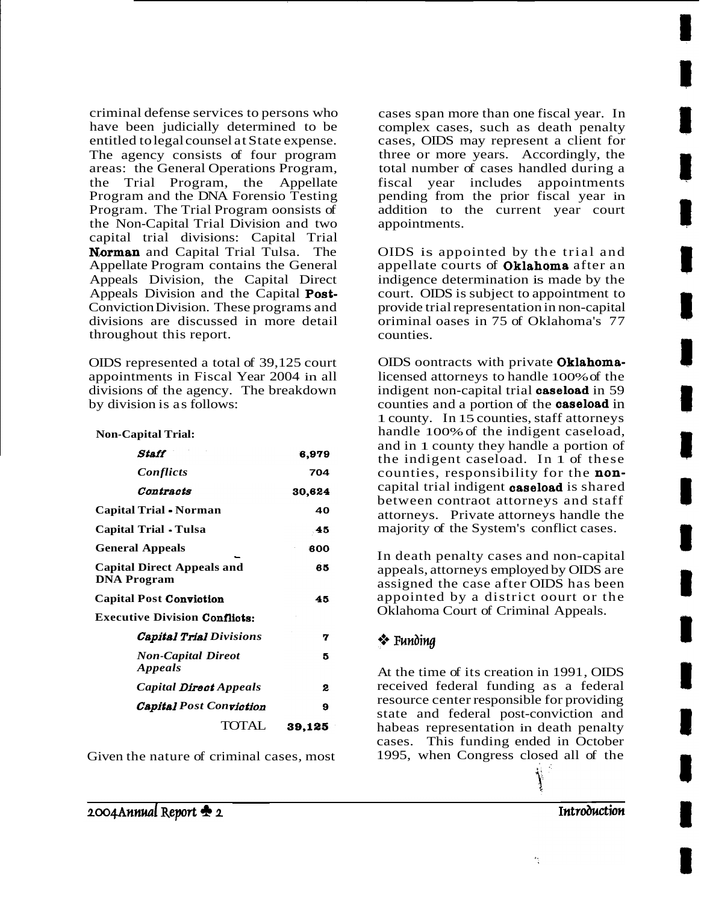criminal defense services to persons who have been judicially determined to be entitled to legal counsel at State expense. The agency consists of four program areas: the General Operations Program, the Trial Program, the Appellate Program and the DNA Forensio Testing Program. The Trial Program oonsists of the Non-Capital Trial Division and two capital trial divisions: Capital Trial **Norman** and Capital Trial Tulsa. The Appellate Program contains the General Appeals Division, the Capital Direct Appeals Division and the Capital **Post-**Conviction Division. These programs and divisions are discussed in more detail throughout this report.

OIDS represented a total of 39,125 court appointments in Fiscal Year 2004 in all divisions of the agency. The breakdown by division is as follows:

| Division | Appointments |
|---|---|
| **Non-Capital Trial:** | |
| ***Staff*** | 6,979 |
| ***Conflicts*** | 704 |
| ***Contracts*** | 30,624 |
| **Capital Trial - Norman** | 40 |
| **Capital Trial - Tulsa** | 45 |
| **General Appeals** | 600 |
| **Capital Direct Appeals and DNA Program** | 65 |
| **Capital Post Conviction** | 45 |
| **Executive Division Conflicts:** | |
| ***Capital Trial Divisions*** | 7 |
| ***Non-Capital Direot Appeals*** | 5 |
| ***Capital Direct Appeals*** | 2 |
| ***Capital Post Conviction*** | 9 |
| TOTAL | **39,125** |

Given the nature of criminal cases, most cases span more than one fiscal year. In complex cases, such as death penalty cases, OIDS may represent a client for three or more years. Accordingly, the total number of cases handled during a fiscal year includes appointments pending from the prior fiscal year in addition to the current year court appointments.

OIDS is appointed by the trial and appellate courts of **Oklahoma** after an indigence determination is made by the court. OIDS is subject to appointment to provide trial representation in non-capital oriminal oases in 75 of Oklahoma's 77 counties.

OIDS oontracts with private **Oklahoma-**licensed attorneys to handle 100% of the indigent non-capital trial **caseload** in 59 counties and a portion of the **caseload** in 1 county. In 15 counties, staff attorneys handle 100% of the indigent caseload, and in 1 county they handle a portion of the indigent caseload. In 1 of these counties, responsibility for the **non-**capital trial indigent **caseload** is shared between contraot attorneys and staff attorneys. Private attorneys handle the majority of the System's conflict cases.

In death penalty cases and non-capital appeals, attorneys employed by OIDS are assigned the case after OIDS has been appointed by a district oourt or the Oklahoma Court of Criminal Appeals.

## ❖ Funding

At the time of its creation in 1991, OIDS received federal funding as a federal resource center responsible for providing state and federal post-conviction and habeas representation in death penalty cases. This funding ended in October 1995, when Congress closed all of the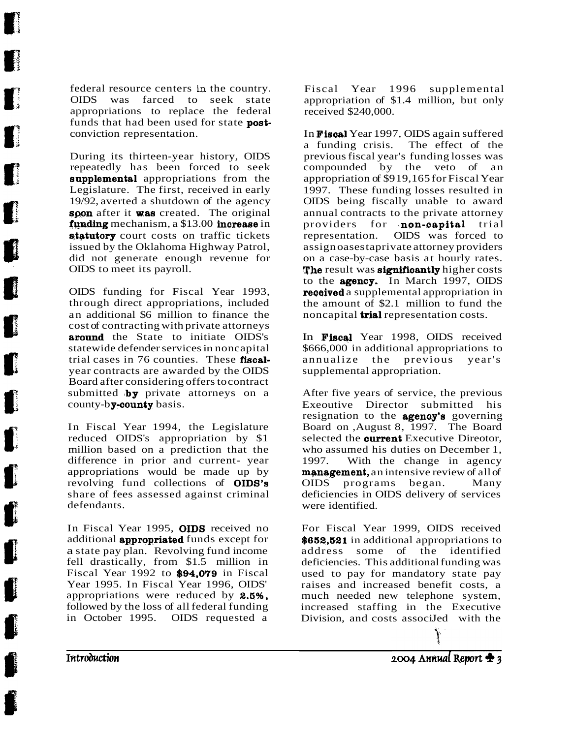federal resource centers in the country. OIDS was farced to seek state appropriations to replace the federal funds that had been used for state post-conviction representation.

During its thirteen-year history, OIDS repeatedly has been forced to seek supplemental appropriations from the Legislature. The first, received in early 19/92, averted a shutdown of the agency soon after it was created. The original funding mechanism, a $13.00 increase in statutory court costs on traffic tickets issued by the Oklahoma Highway Patrol, did not generate enough revenue for OIDS to meet its payroll.

OIDS funding for Fiscal Year 1993, through direct appropriations, included an additional $6 million to finance the cost of contracting with private attorneys around the State to initiate OIDS's statewide defender services in noncapital trial cases in 76 counties. These fiscal-year contracts are awarded by the OIDS Board after considering offers to contract submitted by private attorneys on a county-by-county basis.

In Fiscal Year 1994, the Legislature reduced OIDS's appropriation by $1 million based on a prediction that the difference in prior and current- year appropriations would be made up by revolving fund collections of OIDS's share of fees assessed against criminal defendants.

In Fiscal Year 1995, OIDS received no additional appropriated funds except for a state pay plan. Revolving fund income fell drastically, from $1.5 million in Fiscal Year 1992 to $94,079 in Fiscal Year 1995. In Fiscal Year 1996, OIDS' appropriations were reduced by 2.5%, followed by the loss of all federal funding in October 1995. OIDS requested a Fiscal Year 1996 supplemental appropriation of $1.4 million, but only received $240,000.

In Fiscal Year 1997, OIDS again suffered a funding crisis. The effect of the previous fiscal year's funding losses was compounded by the veto of an appropriation of $919,165 for Fiscal Year 1997. These funding losses resulted in OIDS being fiscally unable to award annual contracts to the private attorney providers for non-capital trial representation. OIDS was forced to assign oases taprivate attorney providers on a case-by-case basis at hourly rates. The result was significantly higher costs to the agency. In March 1997, OIDS received a supplemental appropriation in the amount of $2.1 million to fund the noncapital trial representation costs.

In Fiscal Year 1998, OIDS received $666,000 in additional appropriations to annualize the previous year's supplemental appropriation.

After five years of service, the previous Exeoutive Director submitted his resignation to the agency's governing Board on ,August 8, 1997. The Board selected the current Executive Direotor, who assumed his duties on December 1, 1997. With the change in agency management, an intensive review of all of OIDS programs began. Many deficiencies in OIDS delivery of services were identified.

For Fiscal Year 1999, OIDS received $652,521 in additional appropriations to address some of the identified deficiencies. This additional funding was used to pay for mandatory state pay raises and increased benefit costs, a much needed new telephone system, increased staffing in the Executive Division, and costs associJed with the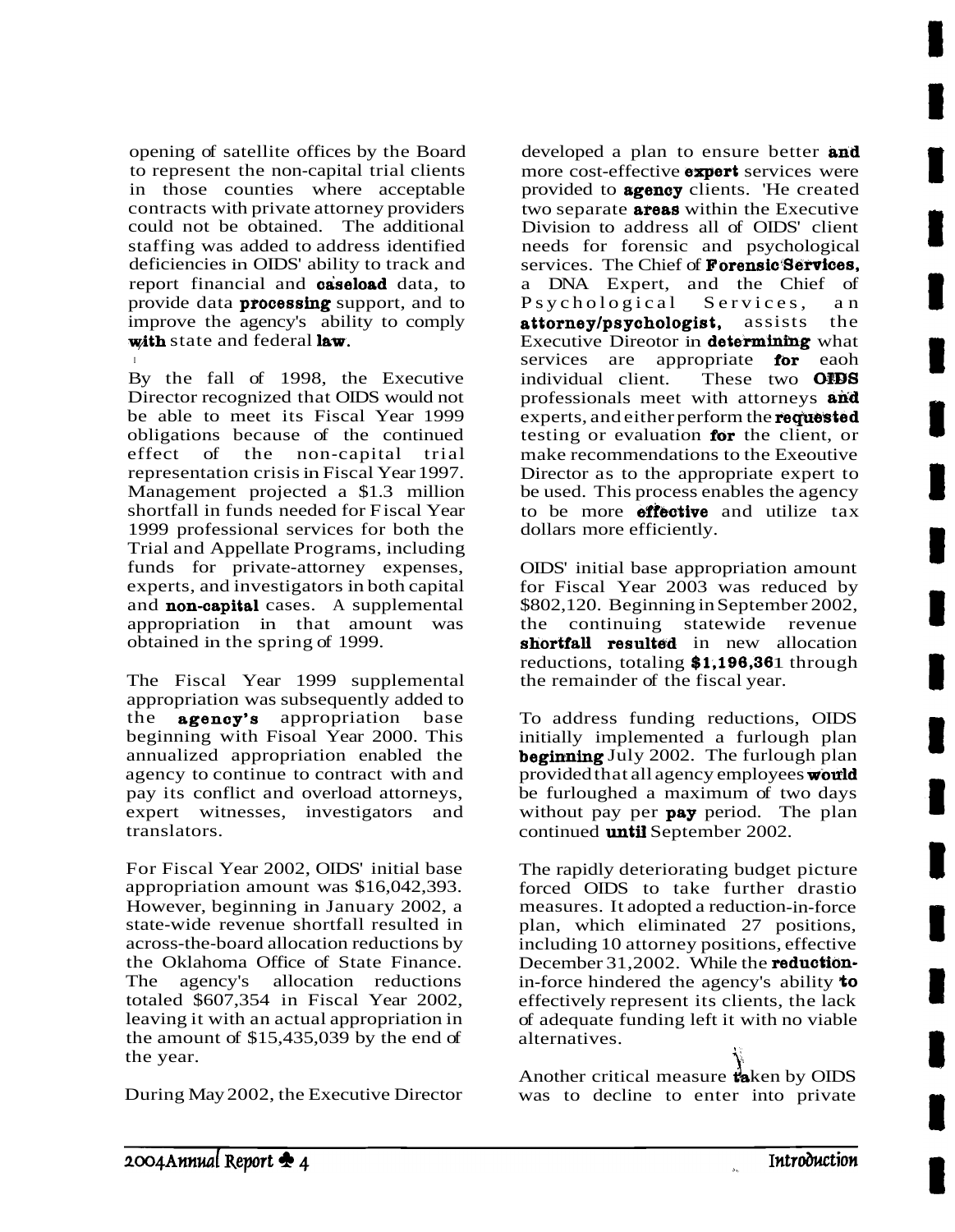opening of satellite offices by the Board to represent the non-capital trial clients in those counties where acceptable contracts with private attorney providers could not be obtained. The additional staffing was added to address identified deficiencies in OIDS' ability to track and report financial and caseload data, to provide data processing support, and to improve the agency's ability to comply with state and federal law.

By the fall of 1998, the Executive Director recognized that OIDS would not be able to meet its Fiscal Year 1999 obligations because of the continued effect of the non-capital trial representation crisis in Fiscal Year 1997. Management projected a $1.3 million shortfall in funds needed for Fiscal Year 1999 professional services for both the Trial and Appellate Programs, including funds for private-attorney expenses, experts, and investigators in both capital and non-capital cases. A supplemental appropriation in that amount was obtained in the spring of 1999.

The Fiscal Year 1999 supplemental appropriation was subsequently added to the agency's appropriation base beginning with Fiscal Year 2000. This annualized appropriation enabled the agency to continue to contract with and pay its conflict and overload attorneys, expert witnesses, investigators and translators.

For Fiscal Year 2002, OIDS' initial base appropriation amount was $16,042,393. However, beginning in January 2002, a state-wide revenue shortfall resulted in across-the-board allocation reductions by the Oklahoma Office of State Finance. The agency's allocation reductions totaled $607,354 in Fiscal Year 2002, leaving it with an actual appropriation in the amount of $15,435,039 by the end of the year.

During May 2002, the Executive Director developed a plan to ensure better and more cost-effective expert services were provided to agency clients. He created two separate areas within the Executive Division to address all of OIDS' client needs for forensic and psychological services. The Chief of Forensic Services, a DNA Expert, and the Chief of Psychological Services, an attorney/psychologist, assists the Executive Direotor in determining what services are appropriate for each individual client. These two OIDS professionals meet with attorneys and experts, and either perform the requested testing or evaluation for the client, or make recommendations to the Executive Director as to the appropriate expert to be used. This process enables the agency to be more effective and utilize tax dollars more efficiently.

OIDS' initial base appropriation amount for Fiscal Year 2003 was reduced by $802,120. Beginning in September 2002, the continuing statewide revenue shortfall resulted in new allocation reductions, totaling $1,196,361 through the remainder of the fiscal year.

To address funding reductions, OIDS initially implemented a furlough plan beginning July 2002. The furlough plan provided that all agency employees would be furloughed a maximum of two days without pay per pay period. The plan continued until September 2002.

The rapidly deteriorating budget picture forced OIDS to take further drastic measures. It adopted a reduction-in-force plan, which eliminated 27 positions, including 10 attorney positions, effective December 31,2002. While the reduction-in-force hindered the agency's ability to effectively represent its clients, the lack of adequate funding left it with no viable alternatives.

Another critical measure taken by OIDS was to decline to enter into private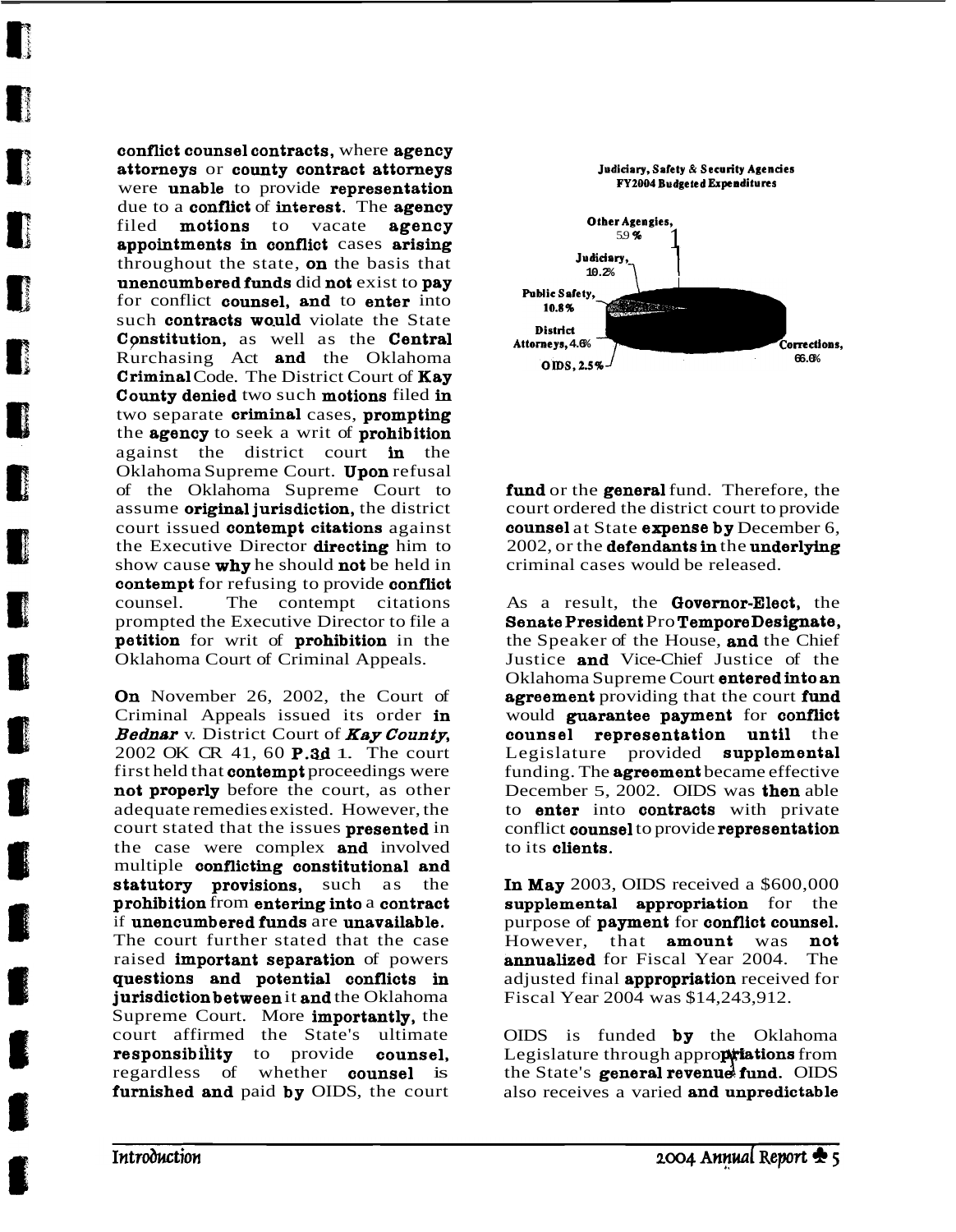conflict counsel contracts, where agency attorneys or county contract attorneys were unable to provide representation due to a conflict of interest. The agency filed motions to vacate agency appointments in conflict cases arising throughout the state, on the basis that unencumbered funds did not exist to pay for conflict counsel, and to enter into such contracts would violate the State Constitution, as well as the Central Rurchasing Act and the Oklahoma Criminal Code. The District Court of Kay County denied two such motions filed in two separate criminal cases, prompting the agency to seek a writ of prohibition against the district court in the Oklahoma Supreme Court. Upon refusal of the Oklahoma Supreme Court to assume original jurisdiction, the district court issued contempt citations against the Executive Director directing him to show cause why he should not be held in contempt for refusing to provide conflict counsel. The contempt citations prompted the Executive Director to file a petition for writ of prohibition in the Oklahoma Court of Criminal Appeals.

On November 26, 2002, the Court of Criminal Appeals issued its order in *Bednar* v. District Court of *Kay County*, 2002 OK CR 41, 60 P.3d 1. The court first held that contempt proceedings were not properly before the court, as other adequate remedies existed. However, the court stated that the issues presented in the case were complex and involved multiple conflicting constitutional and statutory provisions, such as the prohibition from entering into a contract if unencumbered funds are unavailable. The court further stated that the case raised important separation of powers questions and potential conflicts in jurisdiction between it and the Oklahoma Supreme Court. More importantly, the court affirmed the State's ultimate responsibility to provide counsel, regardless of whether counsel is furnished and paid by OIDS, the court fund or the general fund. Therefore, the court ordered the district court to provide counsel at State expense by December 6, 2002, or the defendants in the underlying criminal cases would be released.

**Judiciary, Safety & Security Agencies FY2004 Budgeted Expenditures**

| Agency | Percentage |
|---|---|
| Other Agengies | 5.9% |
| Judiciary | 10.2% |
| Public Safety | 10.8% |
| District Attorneys | 4.6% |
| OIDS | 2.5% |
| Corrections | 66.0% |

As a result, the Governor-Elect, the Senate President Pro Tempore Designate, the Speaker of the House, and the Chief Justice and Vice-Chief Justice of the Oklahoma Supreme Court entered into an agreement providing that the court fund would guarantee payment for conflict counsel representation until the Legislature provided supplemental funding. The agreement became effective December 5, 2002. OIDS was then able to enter into contracts with private conflict counsel to provide representation to its clients.

In May 2003, OIDS received a $600,000 supplemental appropriation for the purpose of payment for conflict counsel. However, that amount was not annualized for Fiscal Year 2004. The adjusted final appropriation received for Fiscal Year 2004 was $14,243,912.

OIDS is funded by the Oklahoma Legislature through appropriations from the State's general revenue fund. OIDS also receives a varied and unpredictable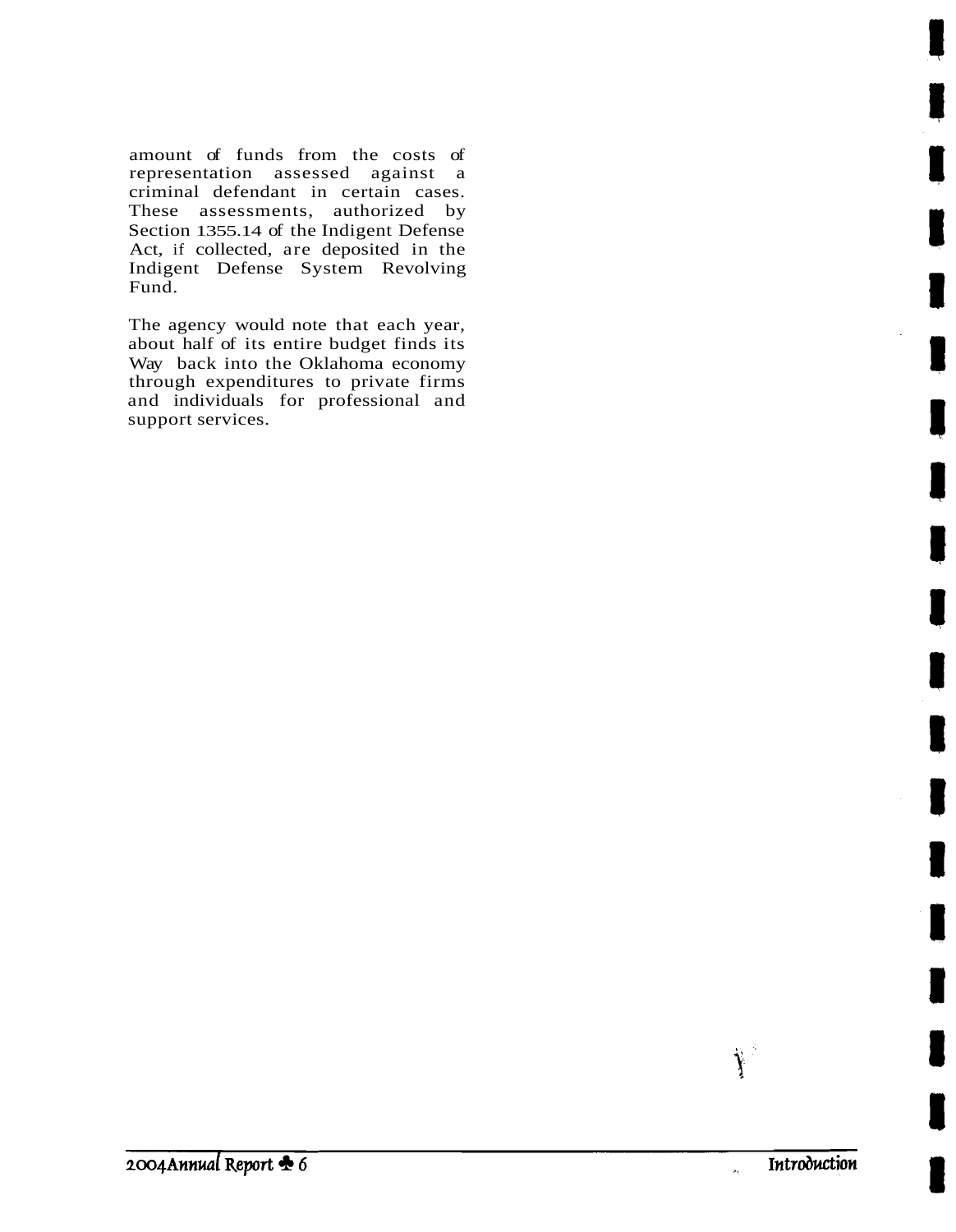amount of funds from the costs of representation assessed against a criminal defendant in certain cases. These assessments, authorized by Section 1355.14 of the Indigent Defense Act, if collected, are deposited in the Indigent Defense System Revolving Fund.

The agency would note that each year, about half of its entire budget finds its Way back into the Oklahoma economy through expenditures to private firms and individuals for professional and support services.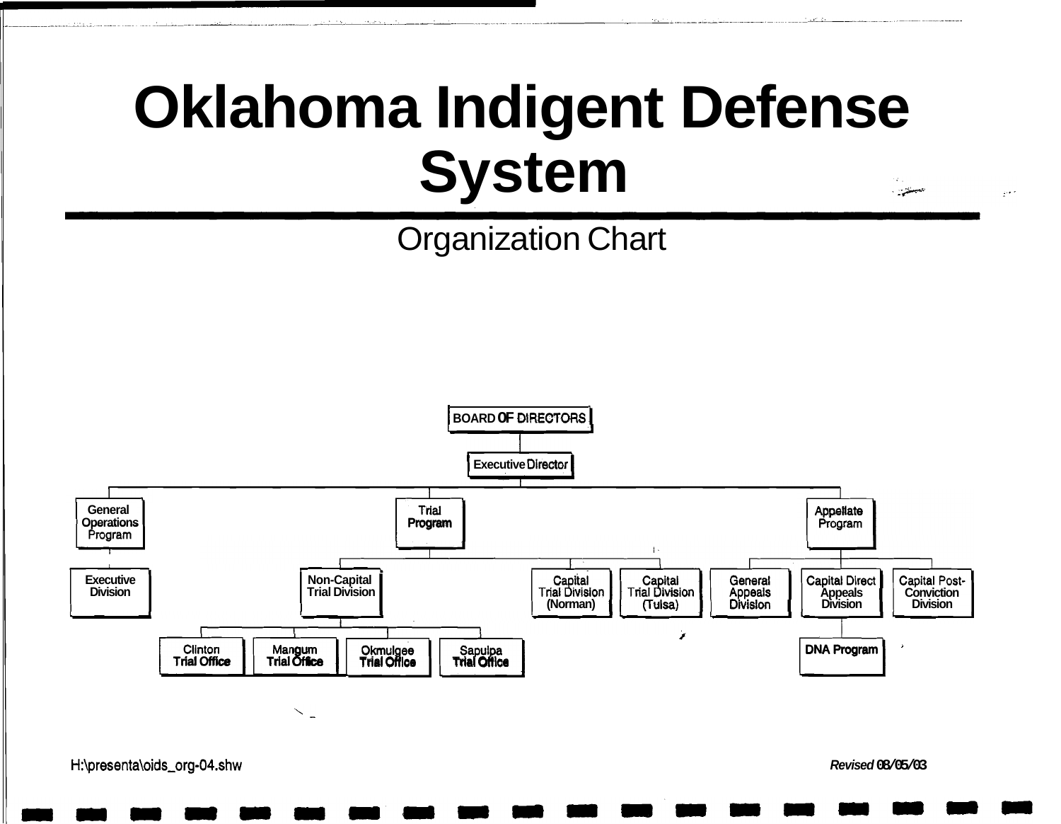# Oklahoma Indigent Defense System

## Organization Chart

- BOARD OF DIRECTORS
  - Executive Director
    - General Operations Program
      - Executive Division
    - Trial Program
      - Non-Capital Trial Division
        - Clinton Trial Office
        - Mangum Trial Office
        - Okmulgee Trial Office
        - Sapulpa Trial Office
      - Capital Trial Division (Norman)
      - Capital Trial Division (Tulsa)
    - Appellate Program
      - General Appeals Division
      - Capital Direct Appeals Division
        - DNA Program
      - Capital Post-Conviction Division

H:\presenta\oids_org-04.shw

*Revised 08/05/03*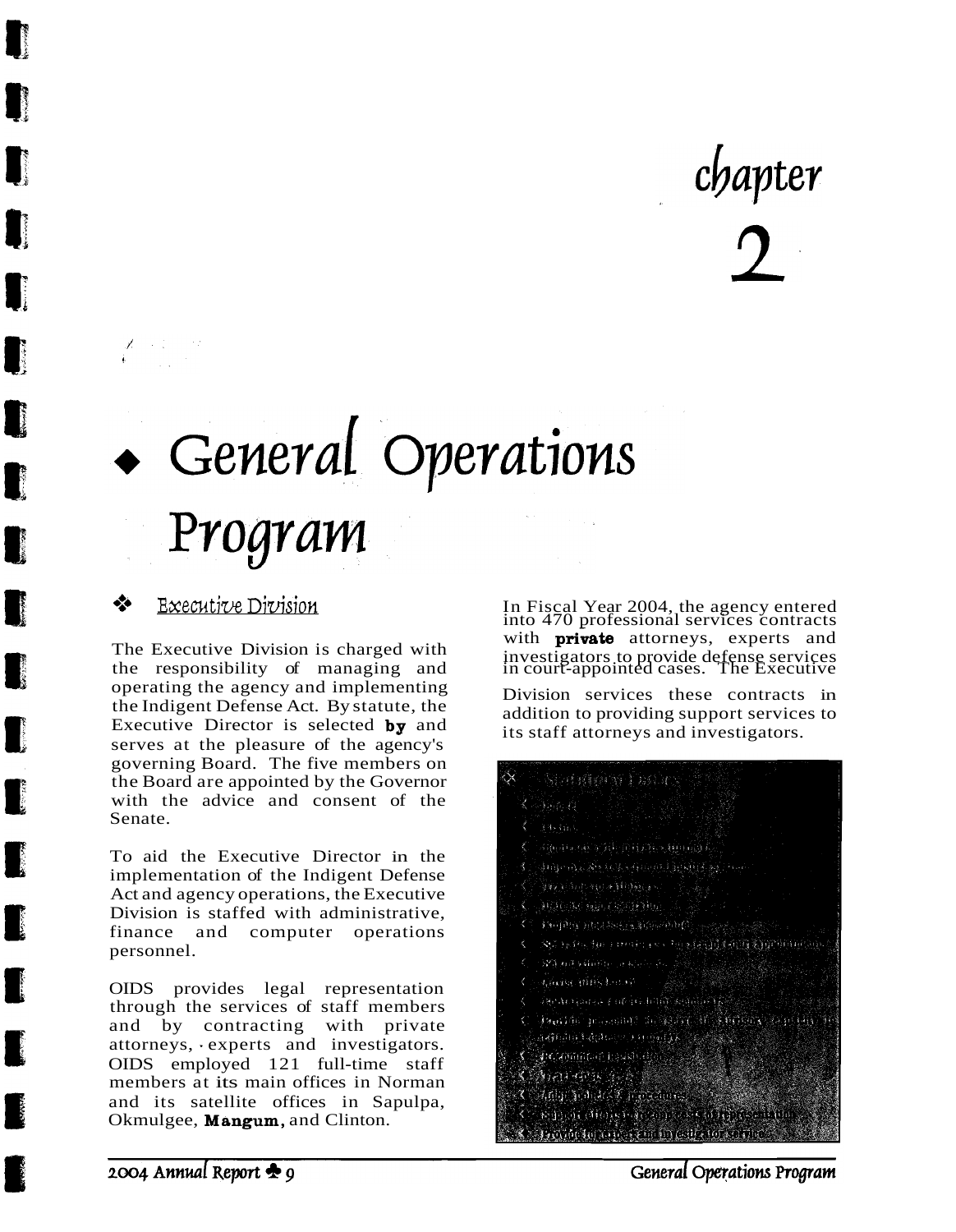# chapter 2

# General Operations Program

## Executive Division

The Executive Division is charged with the responsibility of managing and operating the agency and implementing the Indigent Defense Act. By statute, the Executive Director is selected by and serves at the pleasure of the agency's governing Board. The five members on the Board are appointed by the Governor with the advice and consent of the Senate.

To aid the Executive Director in the implementation of the Indigent Defense Act and agency operations, the Executive Division is staffed with administrative, finance and computer operations personnel.

OIDS provides legal representation through the services of staff members and by contracting with private attorneys, experts and investigators. OIDS employed 121 full-time staff members at its main offices in Norman and its satellite offices in Sapulpa, Okmulgee, Mangum, and Clinton.

In Fiscal Year 2004, the agency entered into 470 professional services contracts with private attorneys, experts and investigators to provide defense services in court-appointed cases. The Executive Division services these contracts in addition to providing support services to its staff attorneys and investigators.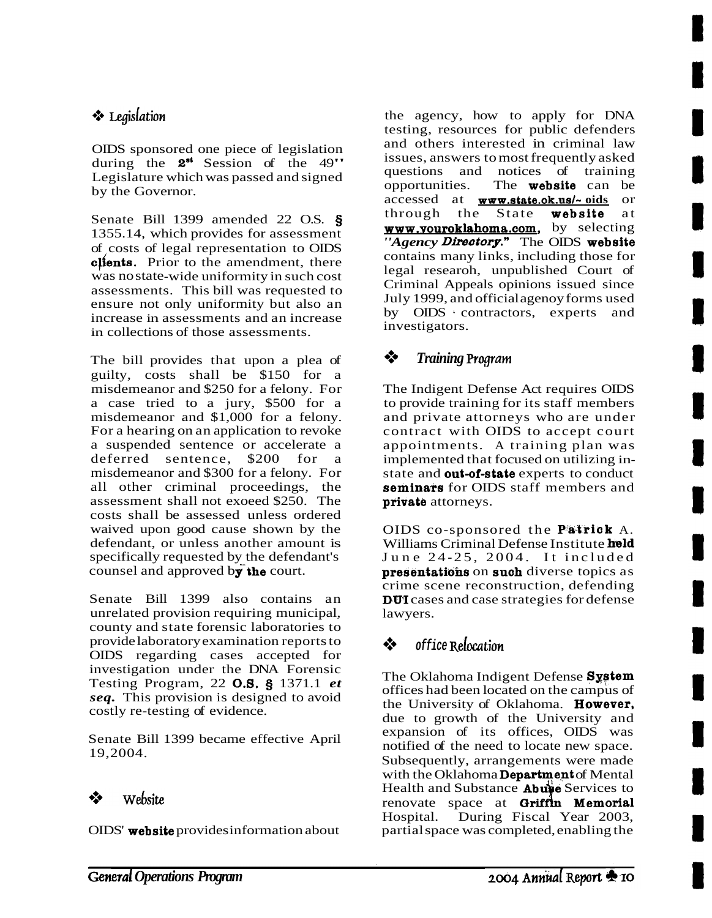## ❖ Legislation

OIDS sponsored one piece of legislation during the 2nd Session of the 49th Legislature which was passed and signed by the Governor.

Senate Bill 1399 amended 22 O.S. § 1355.14, which provides for assessment of costs of legal representation to OIDS clients. Prior to the amendment, there was no state-wide uniformity in such cost assessments. This bill was requested to ensure not only uniformity but also an increase in assessments and an increase in collections of those assessments.

The bill provides that upon a plea of guilty, costs shall be $150 for a misdemeanor and $250 for a felony. For a case tried to a jury, $500 for a misdemeanor and $1,000 for a felony. For a hearing on an application to revoke a suspended sentence or accelerate a deferred sentence, $200 for a misdemeanor and $300 for a felony. For all other criminal proceedings, the assessment shall not exceed $250. The costs shall be assessed unless ordered waived upon good cause shown by the defendant, or unless another amount is specifically requested by the defendant's counsel and approved by the court.

Senate Bill 1399 also contains an unrelated provision requiring municipal, county and state forensic laboratories to provide laboratory examination reports to OIDS regarding cases accepted for investigation under the DNA Forensic Testing Program, 22 O.S. § 1371.1 *et seq.* This provision is designed to avoid costly re-testing of evidence.

Senate Bill 1399 became effective April 19,2004.

## ❖ Website

OIDS' website provides information about the agency, how to apply for DNA testing, resources for public defenders and others interested in criminal law issues, answers to most frequently asked questions and notices of training opportunities. The website can be accessed at www.state.ok.us/~oids or through the State website at www.youroklahoma.com, by selecting "*Agency Directory.*" The OIDS website contains many links, including those for legal research, unpublished Court of Criminal Appeals opinions issued since July 1999, and official agency forms used by OIDS contractors, experts and investigators.

## ❖ Training Program

The Indigent Defense Act requires OIDS to provide training for its staff members and private attorneys who are under contract with OIDS to accept court appointments. A training plan was implemented that focused on utilizing in-state and out-of-state experts to conduct seminars for OIDS staff members and private attorneys.

OIDS co-sponsored the Patrick A. Williams Criminal Defense Institute held June 24-25, 2004. It included presentations on such diverse topics as crime scene reconstruction, defending DUI cases and case strategies for defense lawyers.

## ❖ Office Relocation

The Oklahoma Indigent Defense System offices had been located on the campus of the University of Oklahoma. However, due to growth of the University and expansion of its offices, OIDS was notified of the need to locate new space. Subsequently, arrangements were made with the Oklahoma Department of Mental Health and Substance Abuse Services to renovate space at Griffin Memorial Hospital. During Fiscal Year 2003, partial space was completed, enabling the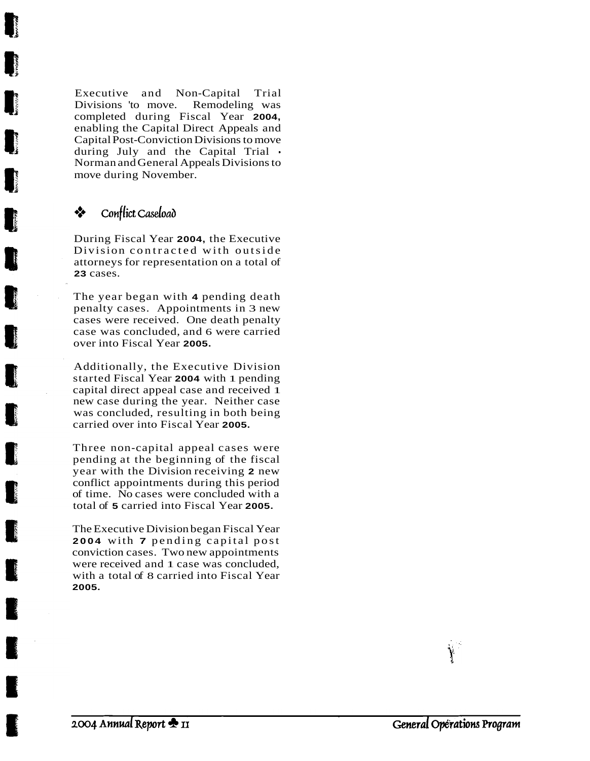Executive and Non-Capital Trial Divisions 'to move. Remodeling was completed during Fiscal Year **2004,** enabling the Capital Direct Appeals and Capital Post-Conviction Divisions to move during July and the Capital Trial • Norman and General Appeals Divisions to move during November.

## ❖ Conflict Caseload

During Fiscal Year **2004**, the Executive Division contracted with outside attorneys for representation on a total of **23** cases.

The year began with **4** pending death penalty cases. Appointments in 3 new cases were received. One death penalty case was concluded, and 6 were carried over into Fiscal Year **2005.**

Additionally, the Executive Division started Fiscal Year **2004** with 1 pending capital direct appeal case and received 1 new case during the year. Neither case was concluded, resulting in both being carried over into Fiscal Year **2005.**

Three non-capital appeal cases were pending at the beginning of the fiscal year with the Division receiving **2** new conflict appointments during this period of time. No cases were concluded with a total of **5** carried into Fiscal Year **2005.**

The Executive Division began Fiscal Year **2004** with **7** pending capital post conviction cases. Two new appointments were received and 1 case was concluded, with a total of 8 carried into Fiscal Year **2005.**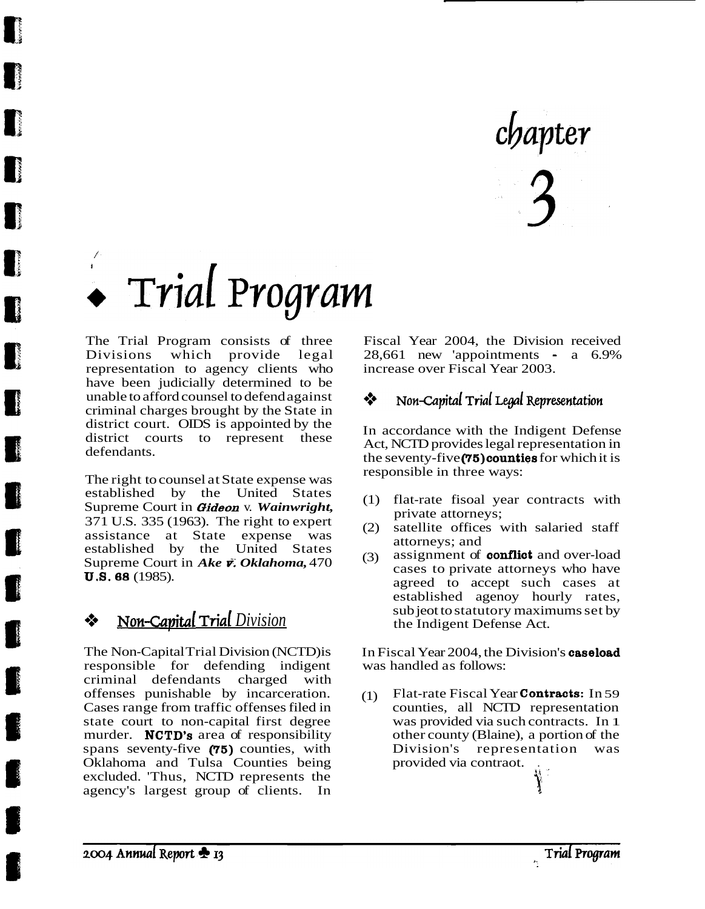# chapter 3

# Trial Program

The Trial Program consists of three Divisions which provide legal representation to agency clients who have been judicially determined to be unable to afford counsel to defend against criminal charges brought by the State in district court. OIDS is appointed by the district courts to represent these defendants.

The right to counsel at State expense was established by the United States Supreme Court in ***Gideon*** v. ***Wainwright,*** 371 U.S. 335 (1963). The right to expert assistance at State expense was established by the United States Supreme Court in ***Ake v. Oklahoma,*** 470 **U.S. 68** (1985).

## Non-Capital Trial Division

The Non-Capital Trial Division (NCTD) is responsible for defending indigent criminal defendants charged with offenses punishable by incarceration. Cases range from traffic offenses filed in state court to non-capital first degree murder. **NCTD's** area of responsibility spans seventy-five **(75)** counties, with Oklahoma and Tulsa Counties being excluded. 'Thus, NCTD represents the agency's largest group of clients. In Fiscal Year 2004, the Division received 28,661 new 'appointments - a 6.9% increase over Fiscal Year 2003.

### Non-Capital Trial Legal Representation

In accordance with the Indigent Defense Act, NCTD provides legal representation in the seventy-five **(75) counties** for which it is responsible in three ways:

(1) flat-rate fisoal year contracts with private attorneys;
(2) satellite offices with salaried staff attorneys; and
(3) assignment of **conflict** and over-load cases to private attorneys who have agreed to accept such cases at established agenoy hourly rates, subjeot to statutory maximums set by the Indigent Defense Act.

In Fiscal Year 2004, the Division's **caseload** was handled as follows:

(1) Flat-rate Fiscal Year **Contracts:** In 59 counties, all NCTD representation was provided via such contracts. In 1 other county (Blaine), a portion of the Division's representation was provided via contraot.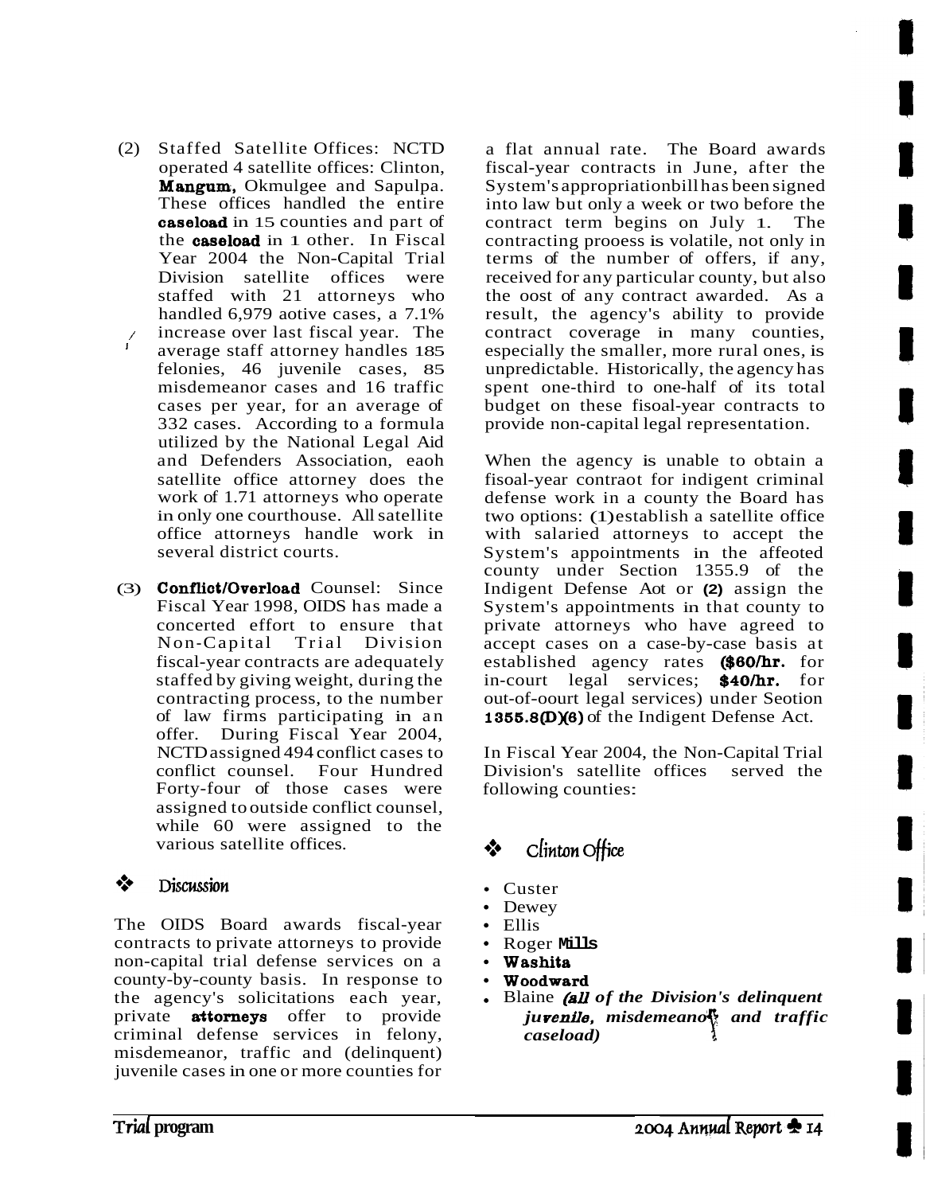(2) Staffed Satellite Offices: NCTD operated 4 satellite offices: Clinton, **Mangum,** Okmulgee and Sapulpa. These offices handled the entire **caseload** in 15 counties and part of the **caseload** in 1 other. In Fiscal Year 2004 the Non-Capital Trial Division satellite offices were staffed with 21 attorneys who handled 6,979 aotive cases, a 7.1% increase over last fiscal year. The average staff attorney handles 185 felonies, 46 juvenile cases, 85 misdemeanor cases and 16 traffic cases per year, for an average of 332 cases. According to a formula utilized by the National Legal Aid and Defenders Association, eaoh satellite office attorney does the work of 1.71 attorneys who operate in only one courthouse. All satellite office attorneys handle work in several district courts.

(3) **Conflict/Overload** Counsel: Since Fiscal Year 1998, OIDS has made a concerted effort to ensure that Non-Capital Trial Division fiscal-year contracts are adequately staffed by giving weight, during the contracting process, to the number of law firms participating in an offer. During Fiscal Year 2004, NCTD assigned 494 conflict cases to conflict counsel. Four Hundred Forty-four of those cases were assigned to outside conflict counsel, while 60 were assigned to the various satellite offices.

## ❖ Discussion

The OIDS Board awards fiscal-year contracts to private attorneys to provide non-capital trial defense services on a county-by-county basis. In response to the agency's solicitations each year, private **attorneys** offer to provide criminal defense services in felony, misdemeanor, traffic and (delinquent) juvenile cases in one or more counties for a flat annual rate. The Board awards fiscal-year contracts in June, after the System's appropriation bill has been signed into law but only a week or two before the contract term begins on July 1. The contracting prooess is volatile, not only in terms of the number of offers, if any, received for any particular county, but also the oost of any contract awarded. As a result, the agency's ability to provide contract coverage in many counties, especially the smaller, more rural ones, is unpredictable. Historically, the agency has spent one-third to one-half of its total budget on these fisoal-year contracts to provide non-capital legal representation.

When the agency is unable to obtain a fisoal-year contraot for indigent criminal defense work in a county the Board has two options: (1) establish a satellite office with salaried attorneys to accept the System's appointments in the affeoted county under Section 1355.9 of the Indigent Defense Aot or **(2)** assign the System's appointments in that county to private attorneys who have agreed to accept cases on a case-by-case basis at established agency rates **($60/hr.** for in-court legal services; **$40/hr.** for out-of-oourt legal services) under Seotion **1355.8(D)(6)** of the Indigent Defense Act.

In Fiscal Year 2004, the Non-Capital Trial Division's satellite offices served the following counties:

### ❖ Clinton Office

- Custer
- Dewey
- Ellis
- Roger **Mills**
- **Washita**
- **Woodward**
- Blaine ***(all of the Division's delinquent juvenile, misdemeanor and traffic caseload)***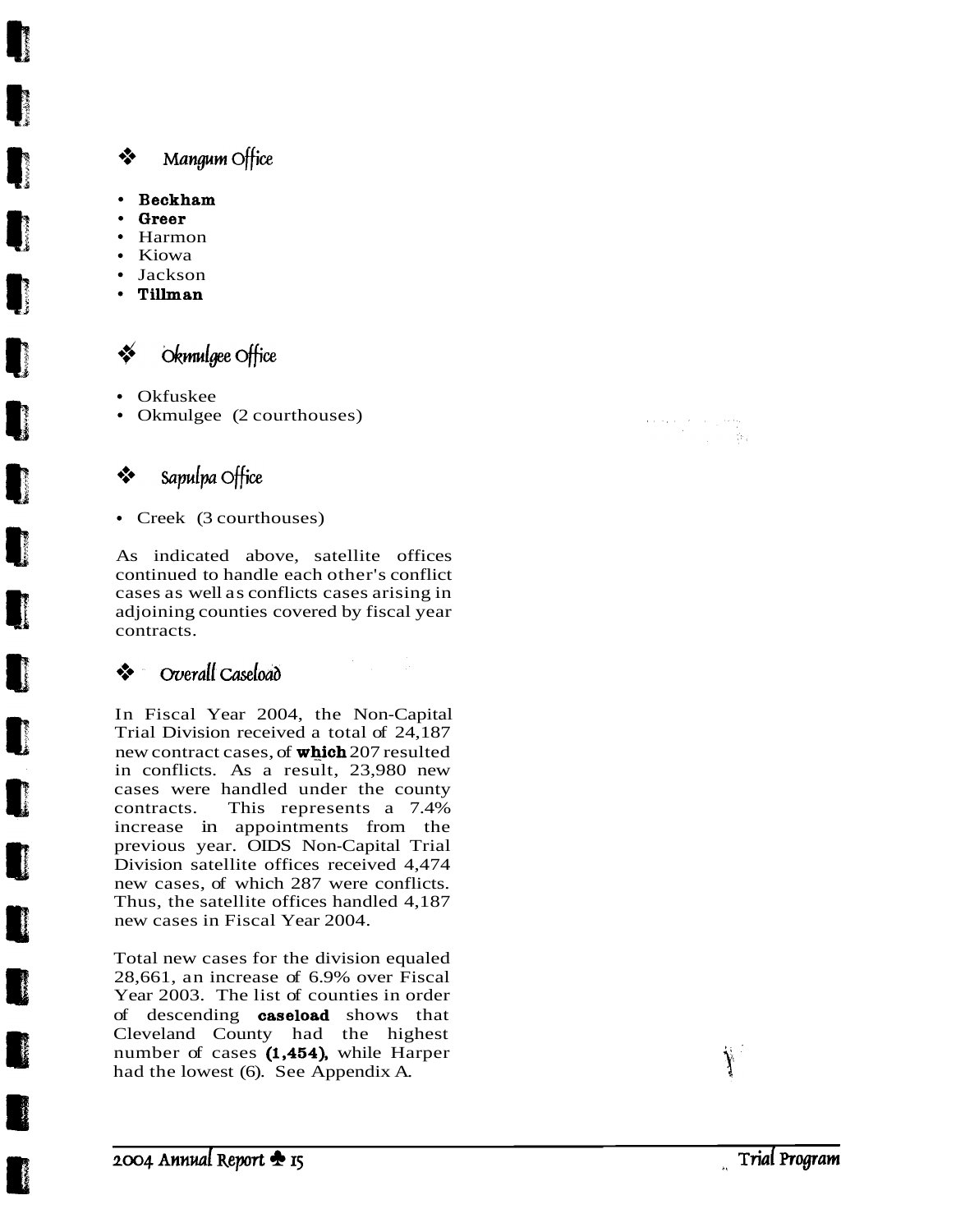### ❖ Mangum Office

- **Beckham**
- **Greer**
- Harmon
- Kiowa
- Jackson
- **Tillman**

### ❖ Okmulgee Office

- Okfuskee
- Okmulgee (2 courthouses)

### ❖ Sapulpa Office

- Creek (3 courthouses)

As indicated above, satellite offices continued to handle each other's conflict cases as well as conflicts cases arising in adjoining counties covered by fiscal year contracts.

### ❖ Overall Caseload

In Fiscal Year 2004, the Non-Capital Trial Division received a total of 24,187 new contract cases, of **which** 207 resulted in conflicts. As a result, 23,980 new cases were handled under the county contracts. This represents a 7.4% increase in appointments from the previous year. OIDS Non-Capital Trial Division satellite offices received 4,474 new cases, of which 287 were conflicts. Thus, the satellite offices handled 4,187 new cases in Fiscal Year 2004.

Total new cases for the division equaled 28,661, an increase of 6.9% over Fiscal Year 2003. The list of counties in order of descending **caseload** shows that Cleveland County had the highest number of cases **(1,454)**, while Harper had the lowest (6). See Appendix A.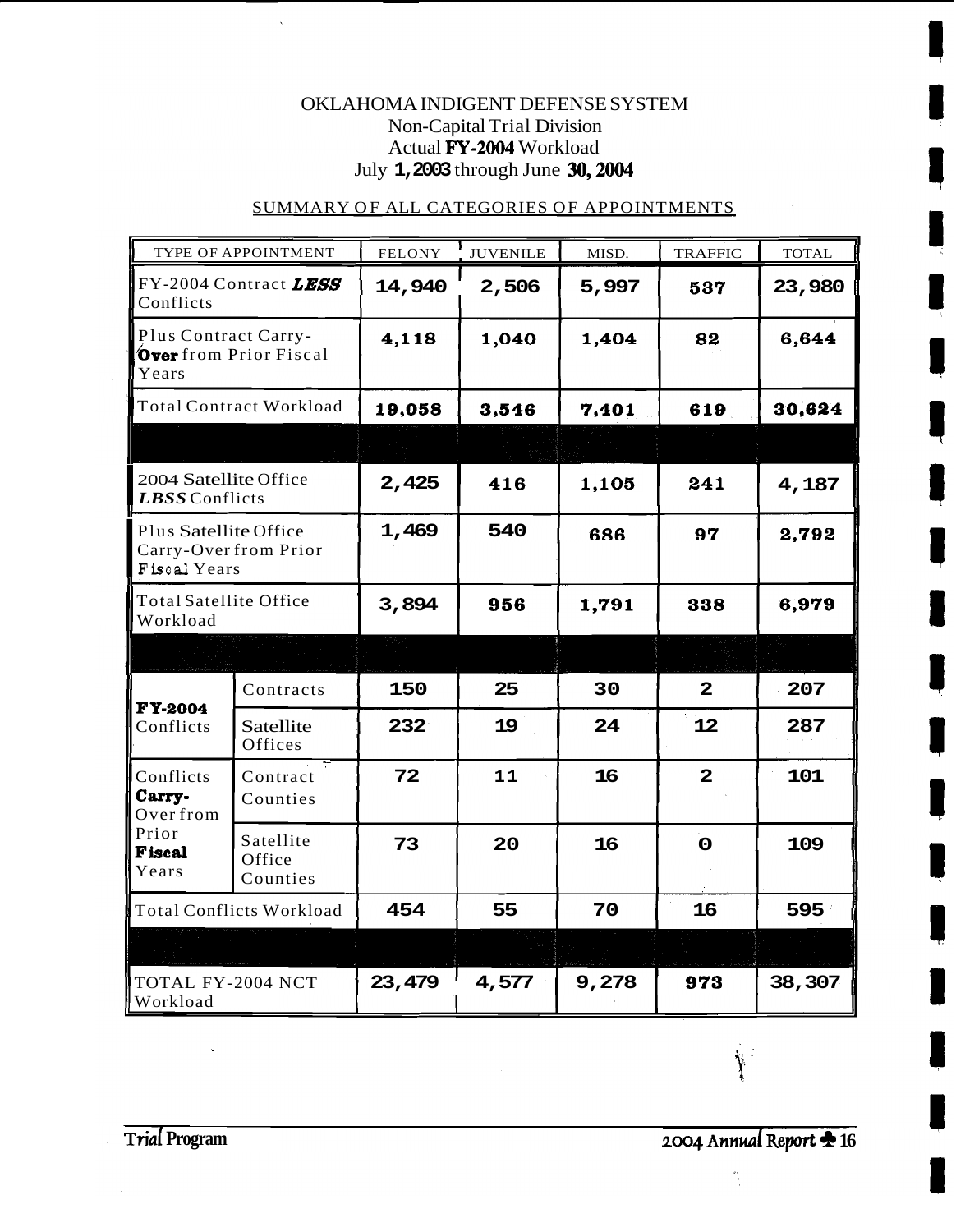# OKLAHOMA INDIGENT DEFENSE SYSTEM
## Non-Capital Trial Division
### Actual FY-2004 Workload
### July 1, 2003 through June 30, 2004

SUMMARY OF ALL CATEGORIES OF APPOINTMENTS

| TYPE OF APPOINTMENT | | FELONY | JUVENILE | MISD. | TRAFFIC | TOTAL |
|---|---|---|---|---|---|---|
| FY-2004 Contract ***LESS*** Conflicts | | 14,940 | 2,506 | 5,997 | 537 | 23,980 |
| Plus Contract Carry-**Over** from Prior Fiscal Years | | 4,118 | 1,040 | 1,404 | 82 | 6,644 |
| Total Contract Workload | | 19,058 | 3,546 | 7,401 | 619 | 30,624 |
| | | | | | | |
| 2004 Satellite Office ***LBSS*** Conflicts | | 2,425 | 416 | 1,105 | 241 | 4,187 |
| Plus Satellite Office Carry-Over from Prior Fiscal Years | | 1,469 | 540 | 686 | 97 | 2,792 |
| Total Satellite Office Workload | | 3,894 | 956 | 1,791 | 338 | 6,979 |
| | | | | | | |
| **FY-2004** Conflicts | Contracts | 150 | 25 | 30 | 2 | 207 |
| | Satellite Offices | 232 | 19 | 24 | 12 | 287 |
| Conflicts **Carry-** Over from Prior **Fiscal** Years | Contract Counties | 72 | 11 | 16 | 2 | 101 |
| | Satellite Office Counties | 73 | 20 | 16 | 0 | 109 |
| Total Conflicts Workload | | 454 | 55 | 70 | 16 | 595 |
| | | | | | | |
| TOTAL FY-2004 NCT Workload | | 23,479 | 4,577 | 9,278 | 973 | 38,307 |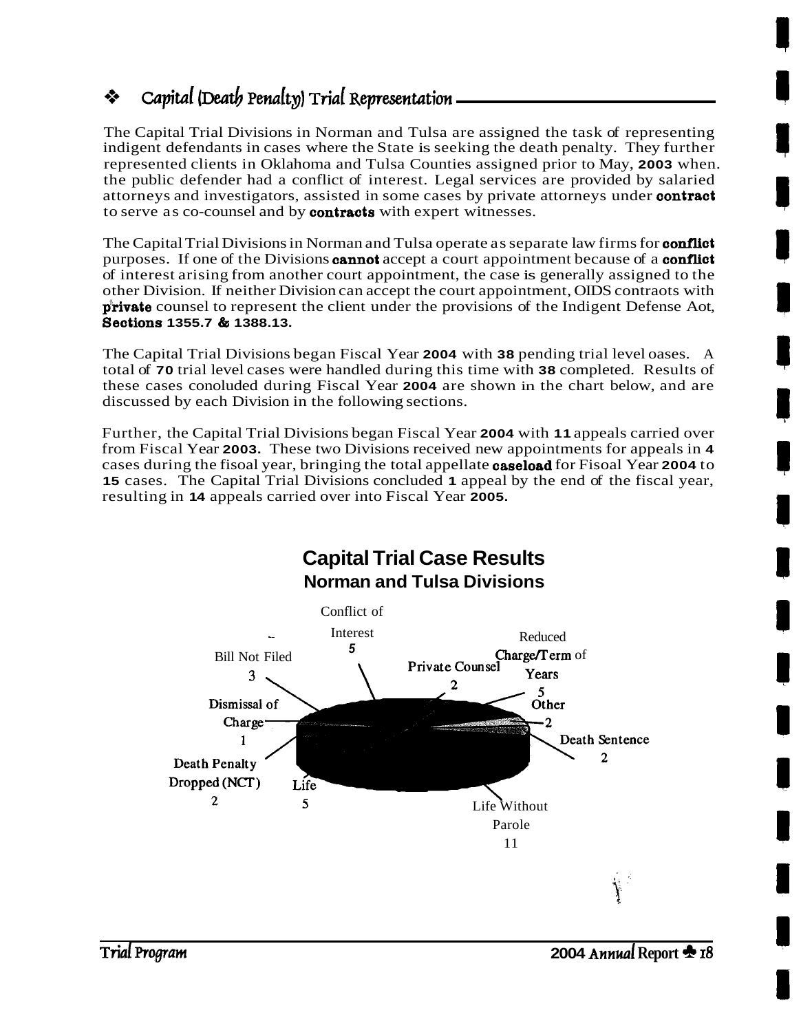## ❖ Capital (Death Penalty) Trial Representation

The Capital Trial Divisions in Norman and Tulsa are assigned the task of representing indigent defendants in cases where the State is seeking the death penalty. They further represented clients in Oklahoma and Tulsa Counties assigned prior to May, **2003** when. the public defender had a conflict of interest. Legal services are provided by salaried attorneys and investigators, assisted in some cases by private attorneys under **contract** to serve as co-counsel and by **contracts** with expert witnesses.

The Capital Trial Divisions in Norman and Tulsa operate as separate law firms for **conflict** purposes. If one of the Divisions **cannot** accept a court appointment because of a **conflict** of interest arising from another court appointment, the case is generally assigned to the other Division. If neither Division can accept the court appointment, OIDS contraots with **private** counsel to represent the client under the provisions of the Indigent Defense Aot, **Sections 1355.7 & 1388.13.**

The Capital Trial Divisions began Fiscal Year **2004** with **38** pending trial level oases. A total of **70** trial level cases were handled during this time with **38** completed. Results of these cases conoluded during Fiscal Year **2004** are shown in the chart below, and are discussed by each Division in the following sections.

Further, the Capital Trial Divisions began Fiscal Year **2004** with **11** appeals carried over from Fiscal Year **2003.** These two Divisions received new appointments for appeals in **4** cases during the fisoal year, bringing the total appellate **caseload** for Fisoal Year **2004** to **15** cases. The Capital Trial Divisions concluded **1** appeal by the end of the fiscal year, resulting in **14** appeals carried over into Fiscal Year **2005.**

**Capital Trial Case Results**
**Norman and Tulsa Divisions**

| Result | Cases |
|---|---|
| Conflict of Interest | 5 |
| Private Counsel | 2 |
| Reduced Charge/Term of Years | 5 |
| Other | 2 |
| Death Sentence | 2 |
| Life Without Parole | 11 |
| Life | 5 |
| Death Penalty Dropped (NCT) | 2 |
| Dismissal of Charge | 1 |
| Bill Not Filed | 3 |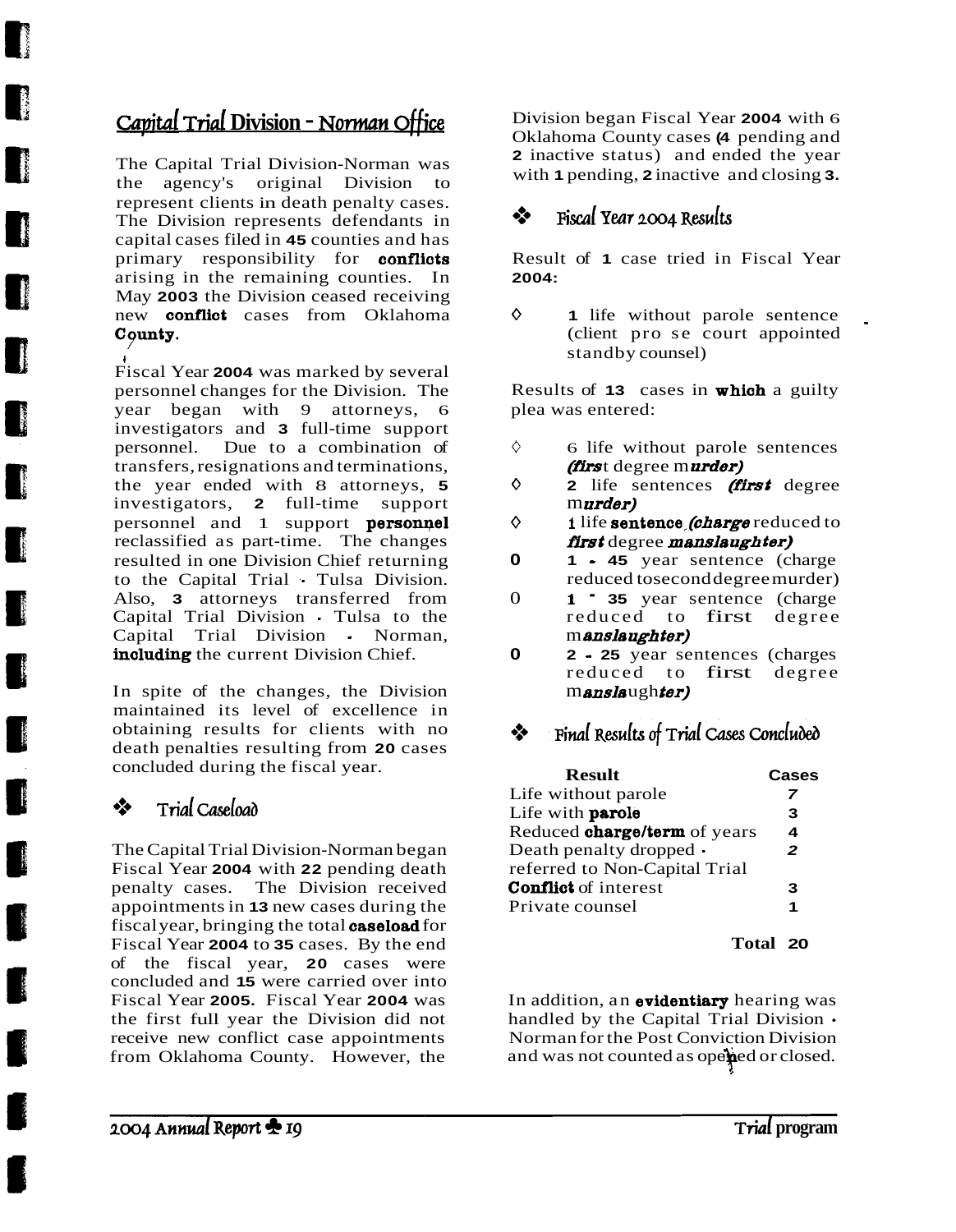# Capital Trial Division - Norman Office

The Capital Trial Division-Norman was the agency's original Division to represent clients in death penalty cases. The Division represents defendants in capital cases filed in 45 counties and has primary responsibility for **conflicts** arising in the remaining counties. In May 2003 the Division ceased receiving new **conflict** cases from Oklahoma County.

Fiscal Year 2004 was marked by several personnel changes for the Division. The year began with 9 attorneys, 6 investigators and 3 full-time support personnel. Due to a combination of transfers, resignations and terminations, the year ended with 8 attorneys, 5 investigators, 2 full-time support personnel and 1 support **personnel** reclassified as part-time. The changes resulted in one Division Chief returning to the Capital Trial - Tulsa Division. Also, 3 attorneys transferred from Capital Trial Division - Tulsa to the Capital Trial Division - Norman, **including** the current Division Chief.

In spite of the changes, the Division maintained its level of excellence in obtaining results for clients with no death penalties resulting from 20 cases concluded during the fiscal year.

## ❖ Trial Caseload

The Capital Trial Division-Norman began Fiscal Year 2004 with 22 pending death penalty cases. The Division received appointments in 13 new cases during the fiscal year, bringing the total **caseload** for Fiscal Year 2004 to 35 cases. By the end of the fiscal year, 20 cases were concluded and 15 were carried over into Fiscal Year 2005. Fiscal Year 2004 was the first full year the Division did not receive new conflict case appointments from Oklahoma County. However, the Division began Fiscal Year 2004 with 6 Oklahoma County cases (4 pending and 2 inactive status) and ended the year with 1 pending, 2 inactive and closing 3.

## ❖ Fiscal Year 2004 Results

Result of 1 case tried in Fiscal Year 2004:

- 1 life without parole sentence (client pro se court appointed standby counsel)

Results of 13 cases in **which** a guilty plea was entered:

- 6 life without parole sentences ***(first degree murder)***
- 2 life sentences ***(first degree murder)***
- 1 life **sentence** ***(charge reduced to first degree manslaughter)***
- 1 - 45 year sentence (charge reduced to second degree murder)
- 1 - 35 year sentence (charge reduced to first degree ***manslaughter)***
- 2 - 25 year sentences (charges reduced to first degree ***manslaughter)***

## ❖ Final Results of Trial Cases Concluded

| Result | Cases |
|---|---|
| Life without parole | 7 |
| Life with **parole** | 3 |
| Reduced **charge/term** of years | 4 |
| Death penalty dropped - referred to Non-Capital Trial | 2 |
| **Conflict** of interest | 3 |
| Private counsel | 1 |
| **Total** | **20** |

In addition, an **evidentiary** hearing was handled by the Capital Trial Division - Norman for the Post Conviction Division and was not counted as opened or closed.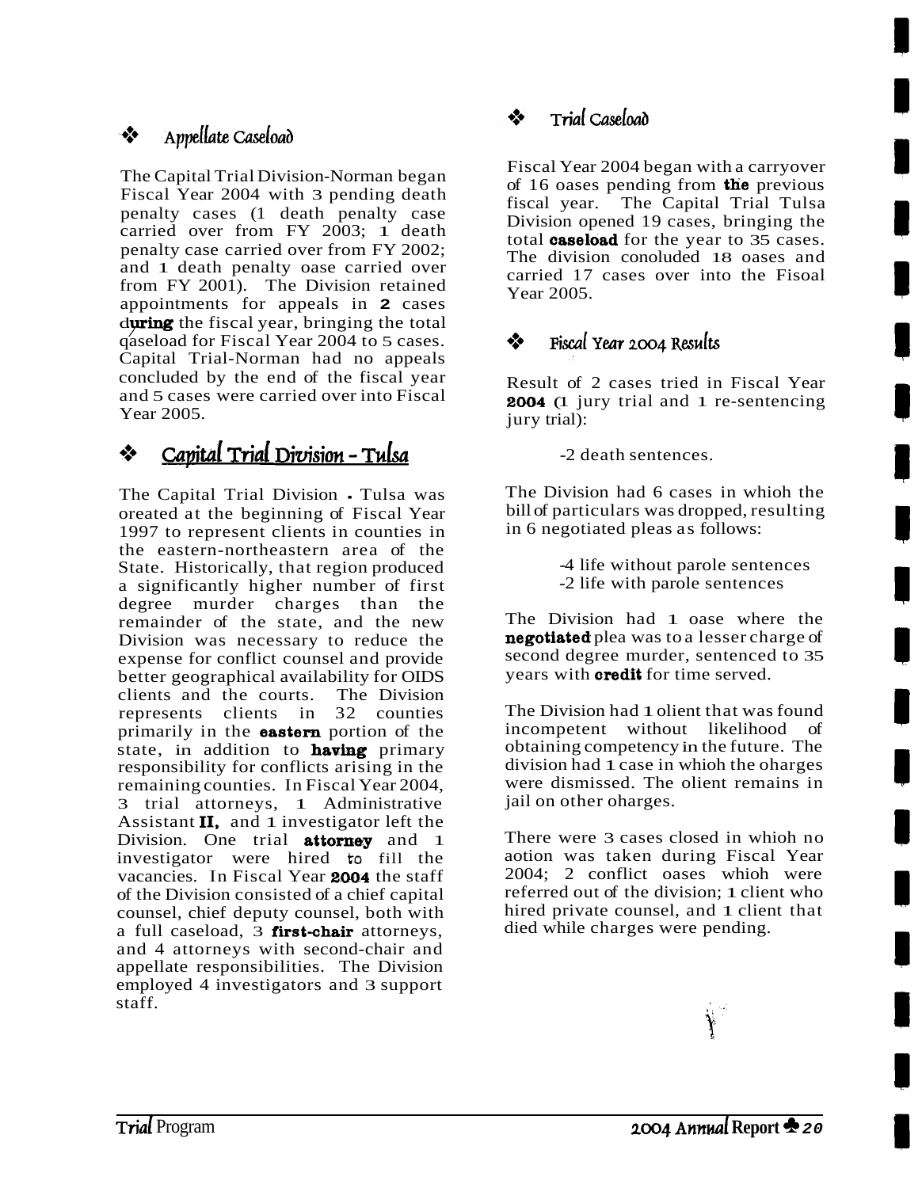### ❖ Appellate Caseload

The Capital Trial Division-Norman began Fiscal Year 2004 with 3 pending death penalty cases (1 death penalty case carried over from FY 2003; 1 death penalty case carried over from FY 2002; and 1 death penalty oase carried over from FY 2001). The Division retained appointments for appeals in **2** cases d**uring** the fiscal year, bringing the total qaseload for Fiscal Year 2004 to 5 cases. Capital Trial-Norman had no appeals concluded by the end of the fiscal year and 5 cases were carried over into Fiscal Year 2005.

## ❖ Capital Trial Division - Tulsa

The Capital Trial Division - Tulsa was oreated at the beginning of Fiscal Year 1997 to represent clients in counties in the eastern-northeastern area of the State. Historically, that region produced a significantly higher number of first degree murder charges than the remainder of the state, and the new Division was necessary to reduce the expense for conflict counsel and provide better geographical availability for OIDS clients and the courts. The Division represents clients in 32 counties primarily in the **eastern** portion of the state, in addition to **having** primary responsibility for conflicts arising in the remaining counties. In Fiscal Year 2004, 3 trial attorneys, 1 Administrative Assistant **II,** and 1 investigator left the Division. One trial **attorney** and 1 investigator were hired to fill the vacancies. In Fiscal Year **2004** the staff of the Division consisted of a chief capital counsel, chief deputy counsel, both with a full caseload, 3 **first-chair** attorneys, and 4 attorneys with second-chair and appellate responsibilities. The Division employed 4 investigators and 3 support staff.

### ❖ Trial Caseload

Fiscal Year 2004 began with a carryover of 16 oases pending from **the** previous fiscal year. The Capital Trial Tulsa Division opened 19 cases, bringing the total **caseload** for the year to 35 cases. The division conoluded 18 oases and carried 17 cases over into the Fisoal Year 2005.

### ❖ Fiscal Year 2004 Results

Result of 2 cases tried in Fiscal Year **2004** (1 jury trial and 1 re-sentencing jury trial):

-2 death sentences.

The Division had 6 cases in whioh the bill of particulars was dropped, resulting in 6 negotiated pleas as follows:

-4 life without parole sentences
-2 life with parole sentences

The Division had 1 oase where the **negotiated** plea was to a lesser charge of second degree murder, sentenced to 35 years with **oredit** for time served.

The Division had 1 olient that was found incompetent without likelihood of obtaining competency in the future. The division had 1 case in whioh the oharges were dismissed. The olient remains in jail on other oharges.

There were 3 cases closed in whioh no aotion was taken during Fiscal Year 2004; 2 conflict oases whioh were referred out of the division; 1 client who hired private counsel, and 1 client that died while charges were pending.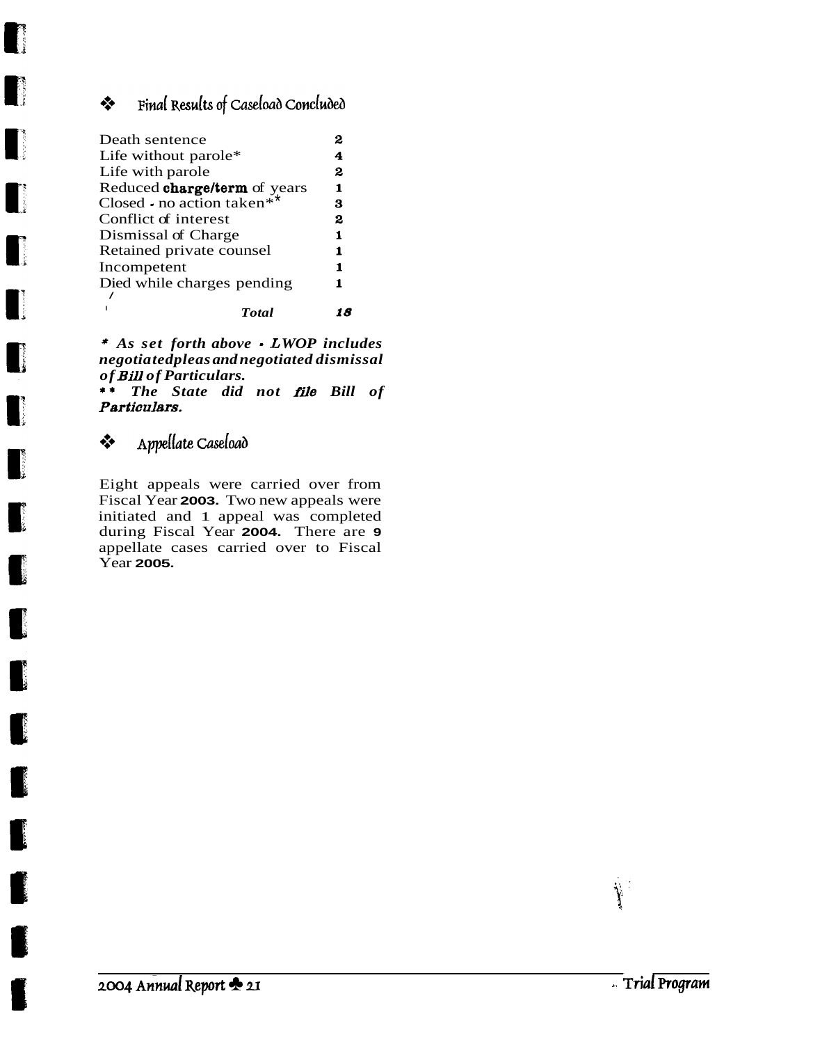## ❖ Final Results of Caseload Concluded

| | |
|---|---|
| Death sentence | 2 |
| Life without parole* | 4 |
| Life with parole | 2 |
| Reduced **charge/term** of years | 1 |
| Closed - no action taken** | 3 |
| Conflict of interest | 2 |
| Dismissal of Charge | 1 |
| Retained private counsel | 1 |
| Incompetent | 1 |
| Died while charges pending | 1 |
| ***Total*** | ***18*** |

***\* As set forth above - LWOP includes negotiated pleas and negotiated dismissal of Bill of Particulars.***
***\*\* The State did not file Bill of Particulars.***

## ❖ Appellate Caseload

Eight appeals were carried over from Fiscal Year **2003.** Two new appeals were initiated and 1 appeal was completed during Fiscal Year **2004.** There are **9** appellate cases carried over to Fiscal Year **2005.**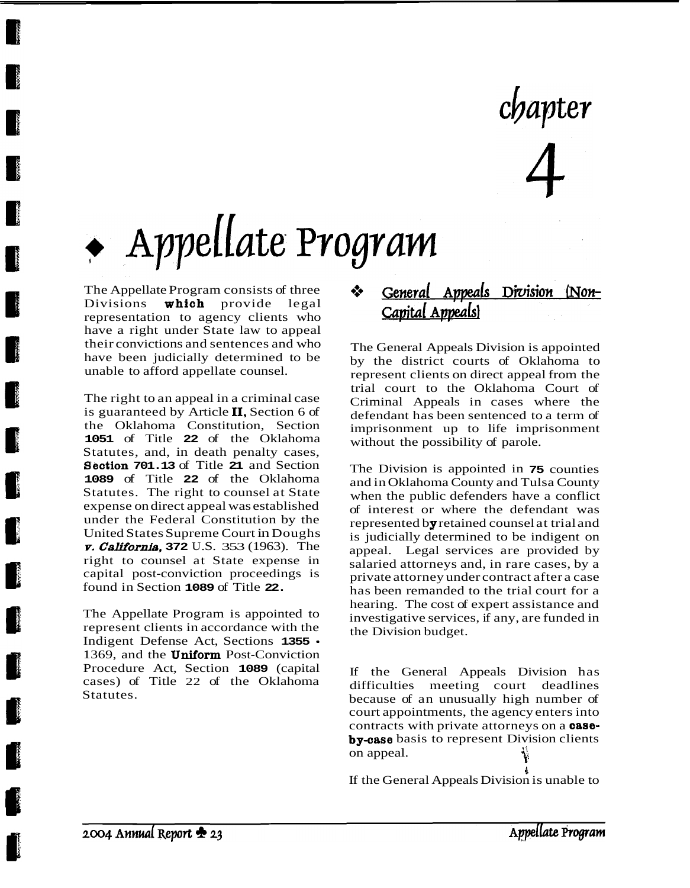# chapter 4

# ◆ Appellate Program

The Appellate Program consists of three Divisions **which** provide legal representation to agency clients who have a right under State law to appeal their convictions and sentences and who have been judicially determined to be unable to afford appellate counsel.

The right to an appeal in a criminal case is guaranteed by Article **II**, Section 6 of the Oklahoma Constitution, Section **1051** of Title **22** of the Oklahoma Statutes, and, in death penalty cases, **Section 701.13** of Title **21** and Section **1089** of Title **22** of the Oklahoma Statutes. The right to counsel at State expense on direct appeal was established under the Federal Constitution by the United States Supreme Court in Doughs ***v. California***, **372** U.S. 353 (1963). The right to counsel at State expense in capital post-conviction proceedings is found in Section **1089** of Title **22.**

The Appellate Program is appointed to represent clients in accordance with the Indigent Defense Act, Sections **1355 -** 1369, and the **Uniform** Post-Conviction Procedure Act, Section **1089** (capital cases) of Title 22 of the Oklahoma Statutes.

## ❖ General Appeals Division (Non-Capital Appeals)

The General Appeals Division is appointed by the district courts of Oklahoma to represent clients on direct appeal from the trial court to the Oklahoma Court of Criminal Appeals in cases where the defendant has been sentenced to a term of imprisonment up to life imprisonment without the possibility of parole.

The Division is appointed in **75** counties and in Oklahoma County and Tulsa County when the public defenders have a conflict of interest or where the defendant was represented by retained counsel at trial and is judicially determined to be indigent on appeal. Legal services are provided by salaried attorneys and, in rare cases, by a private attorney under contract after a case has been remanded to the trial court for a hearing. The cost of expert assistance and investigative services, if any, are funded in the Division budget.

If the General Appeals Division has difficulties meeting court deadlines because of an unusually high number of court appointments, the agency enters into contracts with private attorneys on a **case-by-case** basis to represent Division clients on appeal.

If the General Appeals Division is unable to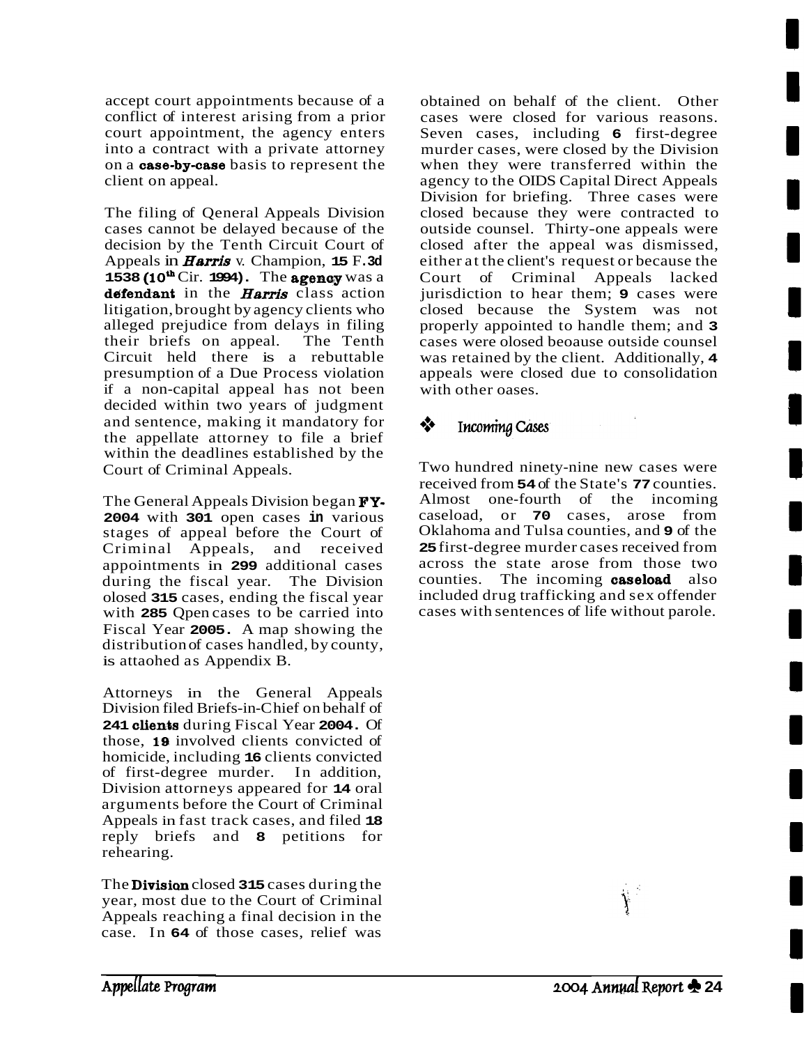accept court appointments because of a conflict of interest arising from a prior court appointment, the agency enters into a contract with a private attorney on a **case-by-case** basis to represent the client on appeal.

The filing of Qeneral Appeals Division cases cannot be delayed because of the decision by the Tenth Circuit Court of Appeals in ***Harris*** v. Champion, **15** F.**3d** **1538 (10th** Cir. **1994).** The **agency** was a **defendant** in the ***Harris*** class action litigation, brought by agency clients who alleged prejudice from delays in filing their briefs on appeal. The Tenth Circuit held there is a rebuttable presumption of a Due Process violation if a non-capital appeal has not been decided within two years of judgment and sentence, making it mandatory for the appellate attorney to file a brief within the deadlines established by the Court of Criminal Appeals.

The General Appeals Division began **FY-2004** with **301** open cases **in** various stages of appeal before the Court of Criminal Appeals, and received appointments in **299** additional cases during the fiscal year. The Division olosed **315** cases, ending the fiscal year with **285** Qpen cases to be carried into Fiscal Year **2005.** A map showing the distribution of cases handled, by county, is attaohed as Appendix B.

Attorneys in the General Appeals Division filed Briefs-in-Chief on behalf of **241 clients** during Fiscal Year **2004.** Of those, **19** involved clients convicted of homicide, including **16** clients convicted of first-degree murder. In addition, Division attorneys appeared for **14** oral arguments before the Court of Criminal Appeals in fast track cases, and filed **18** reply briefs and **8** petitions for rehearing.

The **Division** closed **315** cases during the year, most due to the Court of Criminal Appeals reaching a final decision in the case. In **64** of those cases, relief was obtained on behalf of the client. Other cases were closed for various reasons. Seven cases, including **6** first-degree murder cases, were closed by the Division when they were transferred within the agency to the OIDS Capital Direct Appeals Division for briefing. Three cases were closed because they were contracted to outside counsel. Thirty-one appeals were closed after the appeal was dismissed, either at the client's request or because the Court of Criminal Appeals lacked jurisdiction to hear them; **9** cases were closed because the System was not properly appointed to handle them; and **3** cases were olosed beoause outside counsel was retained by the client. Additionally, **4** appeals were closed due to consolidation with other oases.

## ❖ *Incoming Cases*

Two hundred ninety-nine new cases were received from **54** of the State's **77** counties. Almost one-fourth of the incoming caseload, or **70** cases, arose from Oklahoma and Tulsa counties, and **9** of the **25** first-degree murder cases received from across the state arose from those two counties. The incoming **caseload** also included drug trafficking and sex offender cases with sentences of life without parole.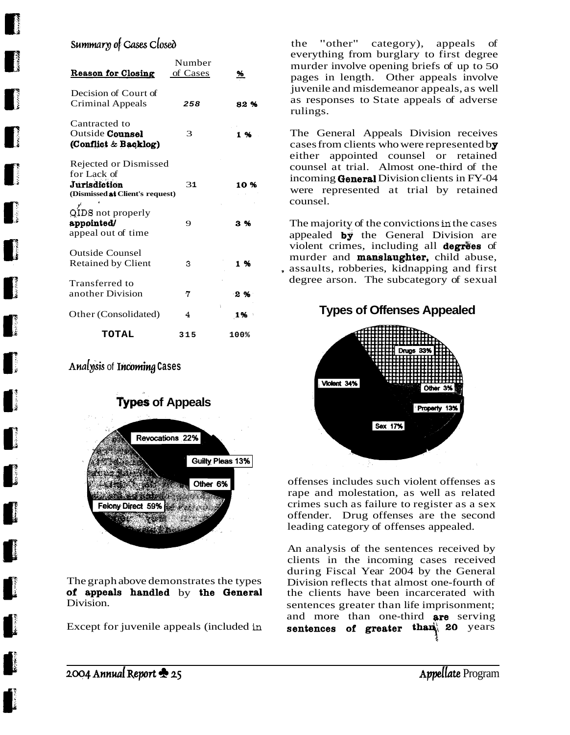## *Summary of Cases Closed*

| Reason for Closing | Number of Cases | % |
|---|---|---|
| Decision of Court of Criminal Appeals | 258 | 82 % |
| Cantracted to Outside **Counsel** **(Conflict & Backlog)** | 3 | 1 % |
| Rejected or Dismissed for Lack of **Jurisdiction** **(Dismissed at Client's request)** | 31 | 10 % |
| QIDS not properly **appointed/** appeal out of time | 9 | 3 % |
| Outside Counsel Retained by Client | 3 | 1 % |
| Transferred to another Division | 7 | 2 % |
| Other (Consolidated) | 4 | 1% |
| **TOTAL** | 315 | 100% |

## *Analysis* of *Incoming* Cases

**Types of Appeals**

Revocations 22%
Guilty Pleas 13%
Other 6%
Felony Direct 59%

The graph above demonstrates the types **of appeals handled** by **the General** Division.

Except for juvenile appeals (included in the "other" category), appeals of everything from burglary to first degree murder involve opening briefs of up to 50 pages in length. Other appeals involve juvenile and misdemeanor appeals, as well as responses to State appeals of adverse rulings.

The General Appeals Division receives cases from clients who were represented by either appointed counsel or retained counsel at trial. Almost one-third of the incoming **General** Division clients in FY-04 were represented at trial by retained counsel.

The majority of the convictions in the cases appealed **by** the General Division are violent crimes, including all **degrees** of murder and **manslaughter,** child abuse, assaults, robberies, kidnapping and first degree arson. The subcategory of sexual offenses includes such violent offenses as rape and molestation, as well as related crimes such as failure to register as a sex offender. Drug offenses are the second leading category of offenses appealed.

**Types of Offenses Appealed**

Drugs 33%
Violent 34%
Other 3%
Property 13%
Sex 17%

An analysis of the sentences received by clients in the incoming cases received during Fiscal Year 2004 by the General Division reflects that almost one-fourth of the clients have been incarcerated with sentences greater than life imprisonment; and more than one-third **are** serving **sentences of greater than** **20** years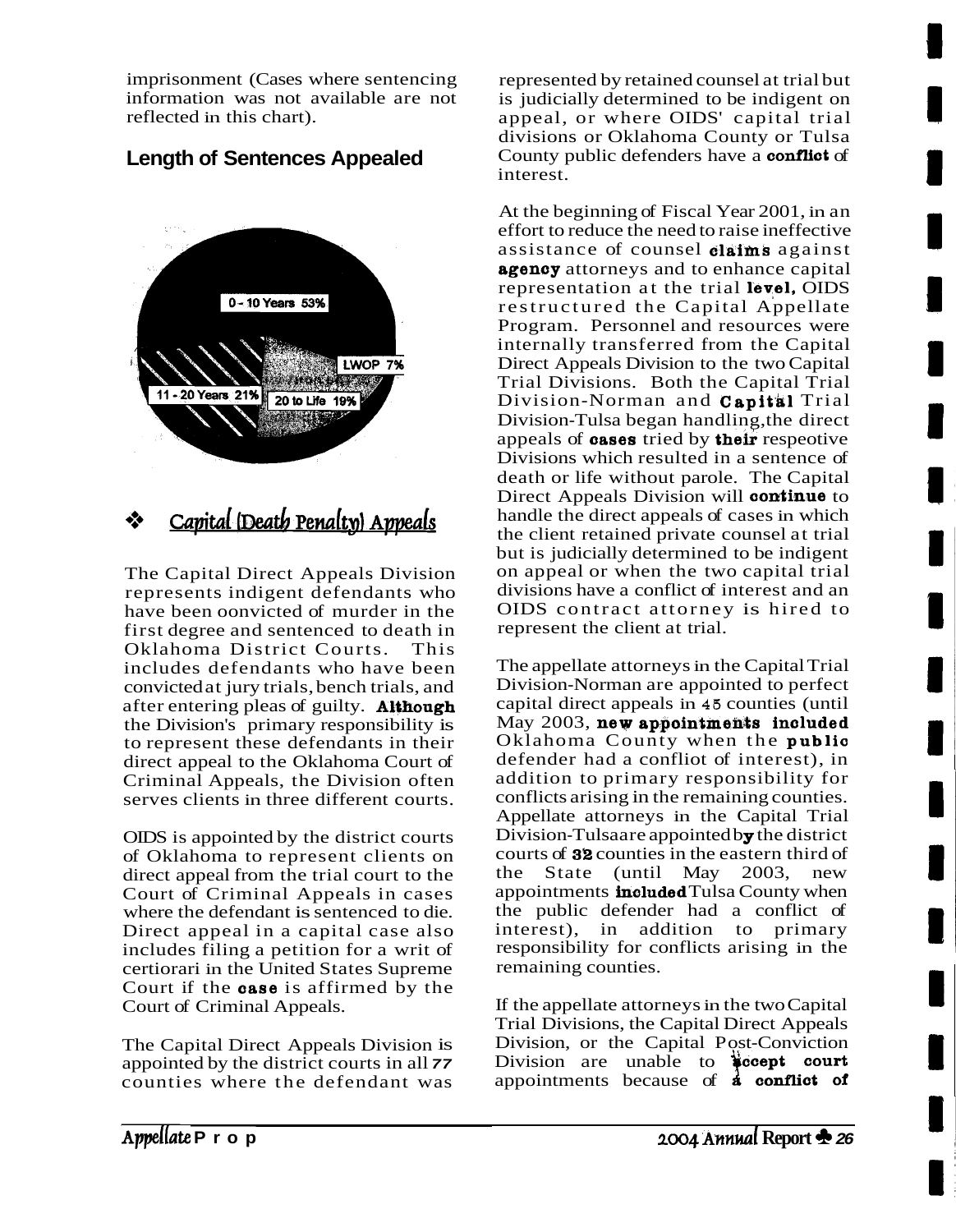imprisonment (Cases where sentencing information was not available are not reflected in this chart).

## Length of Sentences Appealed

0 - 10 Years 53%

LWOP 7%

11 - 20 Years 21%

20 to Life 19%

## ❖ Capital (Death Penalty) Appeals

The Capital Direct Appeals Division represents indigent defendants who have been oonvicted of murder in the first degree and sentenced to death in Oklahoma District Courts. This includes defendants who have been convicted at jury trials, bench trials, and after entering pleas of guilty. **Although** the Division's primary responsibility is to represent these defendants in their direct appeal to the Oklahoma Court of Criminal Appeals, the Division often serves clients in three different courts.

OIDS is appointed by the district courts of Oklahoma to represent clients on direct appeal from the trial court to the Court of Criminal Appeals in cases where the defendant is sentenced to die. Direct appeal in a capital case also includes filing a petition for a writ of certiorari in the United States Supreme Court if the **case** is affirmed by the Court of Criminal Appeals.

The Capital Direct Appeals Division is appointed by the district courts in all 77 counties where the defendant was represented by retained counsel at trial but is judicially determined to be indigent on appeal, or where OIDS' capital trial divisions or Oklahoma County or Tulsa County public defenders have a **conflict** of interest.

At the beginning of Fiscal Year 2001, in an effort to reduce the need to raise ineffective assistance of counsel **claims** against **agency** attorneys and to enhance capital representation at the trial **level,** OIDS restructured the Capital Appellate Program. Personnel and resources were internally transferred from the Capital Direct Appeals Division to the two Capital Trial Divisions. Both the Capital Trial Division-Norman and **Capital** Trial Division-Tulsa began handling,the direct appeals of **cases** tried by **their** respeotive Divisions which resulted in a sentence of death or life without parole. The Capital Direct Appeals Division will **continue** to handle the direct appeals of cases in which the client retained private counsel at trial but is judicially determined to be indigent on appeal or when the two capital trial divisions have a conflict of interest and an OIDS contract attorney is hired to represent the client at trial.

The appellate attorneys in the Capital Trial Division-Norman are appointed to perfect capital direct appeals in 45 counties (until May 2003, **new appointments included** Oklahoma County when the **public** defender had a confliot of interest), in addition to primary responsibility for conflicts arising in the remaining counties. Appellate attorneys in the Capital Trial Division-Tulsaare appointed by the district courts of **32** counties in the eastern third of the State (until May 2003, new appointments **included** Tulsa County when the public defender had a conflict of interest), in addition to primary responsibility for conflicts arising in the remaining counties.

If the appellate attorneys in the two Capital Trial Divisions, the Capital Direct Appeals Division, or the Capital Post-Conviction Division are unable to **accept court** appointments because of **a conflict of**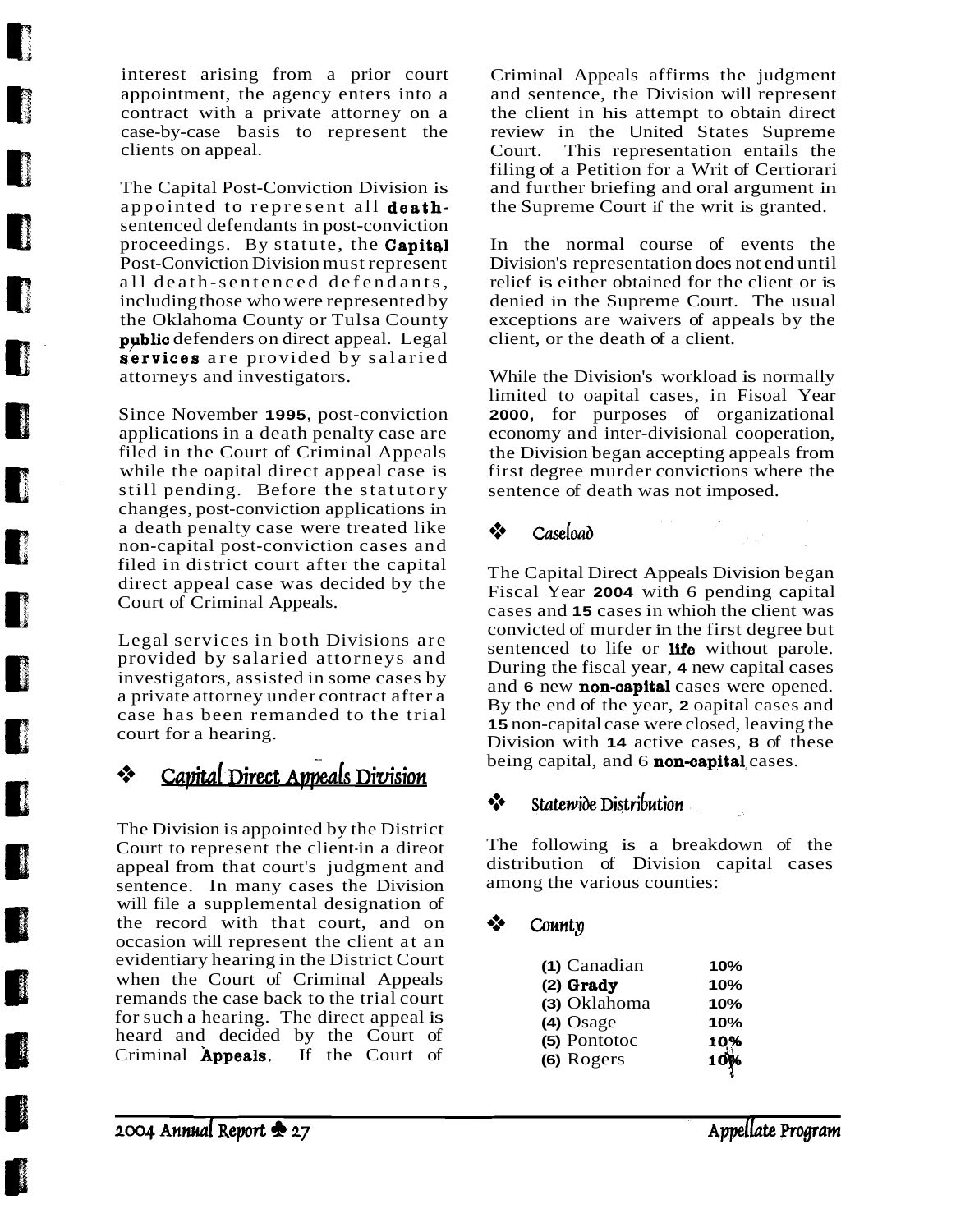interest arising from a prior court appointment, the agency enters into a contract with a private attorney on a case-by-case basis to represent the clients on appeal.

The Capital Post-Conviction Division is appointed to represent all **death**-sentenced defendants in post-conviction proceedings. By statute, the **Capital** Post-Conviction Division must represent all death-sentenced defendants, including those who were represented by the Oklahoma County or Tulsa County **public** defenders on direct appeal. Legal **services** are provided by salaried attorneys and investigators.

Since November **1995**, post-conviction applications in a death penalty case are filed in the Court of Criminal Appeals while the oapital direct appeal case is still pending. Before the statutory changes, post-conviction applications in a death penalty case were treated like non-capital post-conviction cases and filed in district court after the capital direct appeal case was decided by the Court of Criminal Appeals.

Legal services in both Divisions are provided by salaried attorneys and investigators, assisted in some cases by a private attorney under contract after a case has been remanded to the trial court for a hearing.

## ❖ Capital Direct Appeals Division

The Division is appointed by the District Court to represent the client in a direot appeal from that court's judgment and sentence. In many cases the Division will file a supplemental designation of the record with that court, and on occasion will represent the client at an evidentiary hearing in the District Court when the Court of Criminal Appeals remands the case back to the trial court for such a hearing. The direct appeal is heard and decided by the Court of Criminal **Appeals.** If the Court of Criminal Appeals affirms the judgment and sentence, the Division will represent the client in his attempt to obtain direct review in the United States Supreme Court. This representation entails the filing of a Petition for a Writ of Certiorari and further briefing and oral argument in the Supreme Court if the writ is granted.

In the normal course of events the Division's representation does not end until relief is either obtained for the client or is denied in the Supreme Court. The usual exceptions are waivers of appeals by the client, or the death of a client.

While the Division's workload is normally limited to oapital cases, in Fisoal Year **2000**, for purposes of organizational economy and inter-divisional cooperation, the Division began accepting appeals from first degree murder convictions where the sentence of death was not imposed.

### ❖ Caseload

The Capital Direct Appeals Division began Fiscal Year **2004** with 6 pending capital cases and **15** cases in whioh the client was convicted of murder in the first degree but sentenced to life or **life** without parole. During the fiscal year, **4** new capital cases and **6** new **non-capital** cases were opened. By the end of the year, **2** oapital cases and **15** non-capital case were closed, leaving the Division with **14** active cases, **8** of these being capital, and 6 **non-capital** cases.

### ❖ Statewide Distribution

The following is a breakdown of the distribution of Division capital cases among the various counties:

### ❖ County

| County | Percent |
|---|---|
| **(1)** Canadian | **10%** |
| **(2) Grady** | **10%** |
| **(3)** Oklahoma | **10%** |
| **(4)** Osage | **10%** |
| **(5)** Pontotoc | **10%** |
| **(6)** Rogers | **10%** |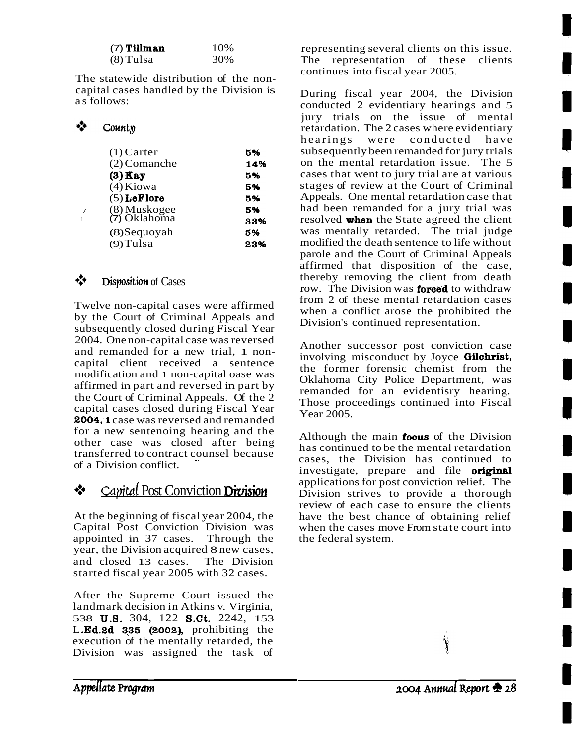| | |
|---|---|
| (7) **Tillman** | 10% |
| (8) Tulsa | 30% |

The statewide distribution of the non-capital cases handled by the Division is as follows:

### ❖ *County*

| | |
|---|---|
| (1) Carter | **5%** |
| (2) Comanche | **14%** |
| **(3) Kay** | **5%** |
| (4) Kiowa | **5%** |
| (5) **LeFlore** | **5%** |
| (8) Muskogee | **5%** |
| (7) Oklahoma | **33%** |
| (8) Sequoyah | **5%** |
| (9) Tulsa | **23%** |

### ❖ *Disposition of Cases*

Twelve non-capital cases were affirmed by the Court of Criminal Appeals and subsequently closed during Fiscal Year 2004. One non-capital case was reversed and remanded for a new trial, 1 non-capital client received a sentence modification and 1 non-capital oase was affirmed in part and reversed in part by the Court of Criminal Appeals. Of the 2 capital cases closed during Fiscal Year **2004, 1** case was reversed and remanded for a new sentenoing hearing and the other case was closed after being transferred to contract counsel because of a Division conflict.

## ❖ Capital Post Conviction Division

At the beginning of fiscal year 2004, the Capital Post Conviction Division was appointed in 37 cases. Through the year, the Division acquired 8 new cases, and closed 13 cases. The Division started fiscal year 2005 with 32 cases.

After the Supreme Court issued the landmark decision in Atkins v. Virginia, 538 **U.S.** 304, 122 **S.Ct.** 2242, 153 L.**Ed.2d 335 (2002),** prohibiting the execution of the mentally retarded, the Division was assigned the task of representing several clients on this issue. The representation of these clients continues into fiscal year 2005.

During fiscal year 2004, the Division conducted 2 evidentiary hearings and 5 jury trials on the issue of mental retardation. The 2 cases where evidentiary hearings were conducted have subsequently been remanded for jury trials on the mental retardation issue. The 5 cases that went to jury trial are at various stages of review at the Court of Criminal Appeals. One mental retardation case that had been remanded for a jury trial was resolved **when** the State agreed the client was mentally retarded. The trial judge modified the death sentence to life without parole and the Court of Criminal Appeals affirmed that disposition of the case, thereby removing the client from death row. The Division was **forced** to withdraw from 2 of these mental retardation cases when a conflict arose the prohibited the Division's continued representation.

Another successor post conviction case involving misconduct by Joyce **Gilchrist,** the former forensic chemist from the Oklahoma City Police Department, was remanded for an evidentisry hearing. Those proceedings continued into Fiscal Year 2005.

Although the main **focus** of the Division has continued to be the mental retardation cases, the Division has continued to investigate, prepare and file **original** applications for post conviction relief. The Division strives to provide a thorough review of each case to ensure the clients have the best chance of obtaining relief when the cases move From state court into the federal system.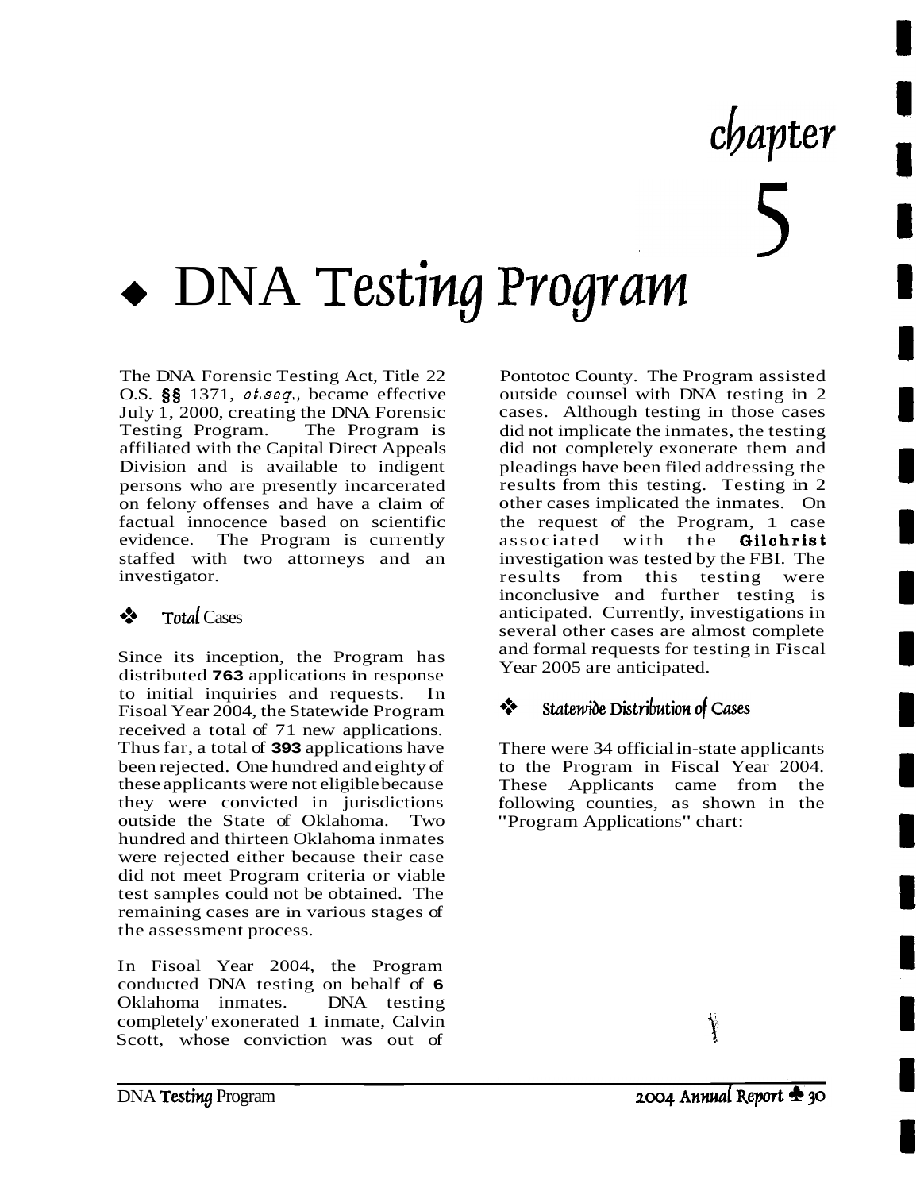# chapter 5

# ◆ DNA Testing Program

The DNA Forensic Testing Act, Title 22 O.S. §§ 1371, *et.seq.*, became effective July 1, 2000, creating the DNA Forensic Testing Program. The Program is affiliated with the Capital Direct Appeals Division and is available to indigent persons who are presently incarcerated on felony offenses and have a claim of factual innocence based on scientific evidence. The Program is currently staffed with two attorneys and an investigator.

## ❖ Total Cases

Since its inception, the Program has distributed **763** applications in response to initial inquiries and requests. In Fisoal Year 2004, the Statewide Program received a total of 71 new applications. Thus far, a total of **393** applications have been rejected. One hundred and eighty of these applicants were not eligible because they were convicted in jurisdictions outside the State of Oklahoma. Two hundred and thirteen Oklahoma inmates were rejected either because their case did not meet Program criteria or viable test samples could not be obtained. The remaining cases are in various stages of the assessment process.

In Fisoal Year 2004, the Program conducted DNA testing on behalf of **6** Oklahoma inmates. DNA testing completely' exonerated 1 inmate, Calvin Scott, whose conviction was out of Pontotoc County. The Program assisted outside counsel with DNA testing in 2 cases. Although testing in those cases did not implicate the inmates, the testing did not completely exonerate them and pleadings have been filed addressing the results from this testing. Testing in 2 other cases implicated the inmates. On the request of the Program, 1 case associated with the **Gilchrist** investigation was tested by the FBI. The results from this testing were inconclusive and further testing is anticipated. Currently, investigations in several other cases are almost complete and formal requests for testing in Fiscal Year 2005 are anticipated.

## ❖ Statewide Distribution of Cases

There were 34 official in-state applicants to the Program in Fiscal Year 2004. These Applicants came from the following counties, as shown in the "Program Applications" chart: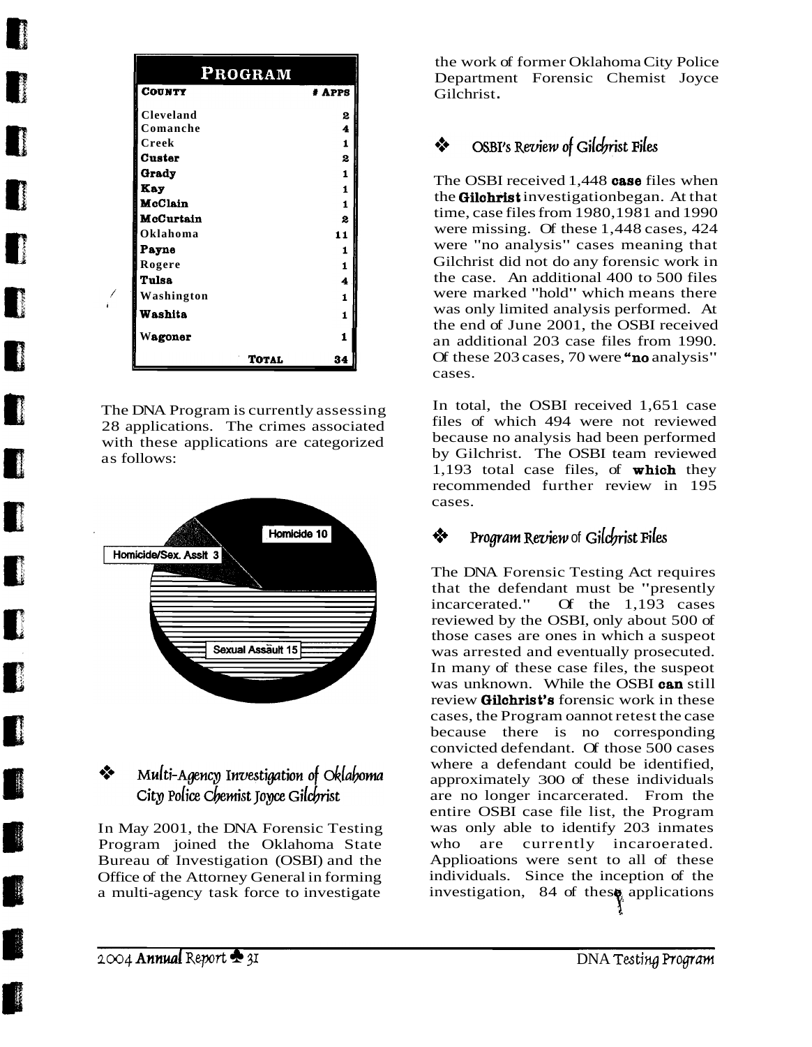| PROGRAM | |
|---|---|
| **COUNTY** | **# APPS** |
| Cleveland | 2 |
| Comanche | 4 |
| Creek | 1 |
| Custer | 2 |
| Grady | 1 |
| Kay | 1 |
| McClain | 1 |
| McCurtain | 2 |
| Oklahoma | 11 |
| Payne | 1 |
| Rogere | 1 |
| Tulsa | 4 |
| Washington | 1 |
| Washita | 1 |
| Wagoner | 1 |
| **TOTAL** | **34** |

The DNA Program is currently assessing 28 applications. The crimes associated with these applications are categorized as follows:

Homicide 10

Homicide/Sex. Asslt 3

Sexual Assault 15

## ❖ Multi-Agency Investigation of Oklahoma City Police Chemist Joyce Gilchrist

In May 2001, the DNA Forensic Testing Program joined the Oklahoma State Bureau of Investigation (OSBI) and the Office of the Attorney General in forming a multi-agency task force to investigate the work of former Oklahoma City Police Department Forensic Chemist Joyce Gilchrist.

## ❖ OSBI's Review of Gilchrist Files

The OSBI received 1,448 **case** files when the **Gilchrist** investigationbegan. At that time, case files from 1980,1981 and 1990 were missing. Of these 1,448 cases, 424 were "no analysis" cases meaning that Gilchrist did not do any forensic work in the case. An additional 400 to 500 files were marked "hold" which means there was only limited analysis performed. At the end of June 2001, the OSBI received an additional 203 case files from 1990. Of these 203 cases, 70 were **"no** analysis" cases.

In total, the OSBI received 1,651 case files of which 494 were not reviewed because no analysis had been performed by Gilchrist. The OSBI team reviewed 1,193 total case files, of **which** they recommended further review in 195 cases.

## ❖ Program Review of Gilchrist Files

The DNA Forensic Testing Act requires that the defendant must be "presently incarcerated." Of the 1,193 cases reviewed by the OSBI, only about 500 of those cases are ones in which a suspeot was arrested and eventually prosecuted. In many of these case files, the suspeot was unknown. While the OSBI **can** still review **Gilchrist's** forensic work in these cases, the Program oannot retest the case because there is no corresponding convicted defendant. Of those 500 cases where a defendant could be identified, approximately 300 of these individuals are no longer incarcerated. From the entire OSBI case file list, the Program was only able to identify 203 inmates who are currently incaroerated. Applioations were sent to all of these individuals. Since the inception of the investigation, 84 of these applications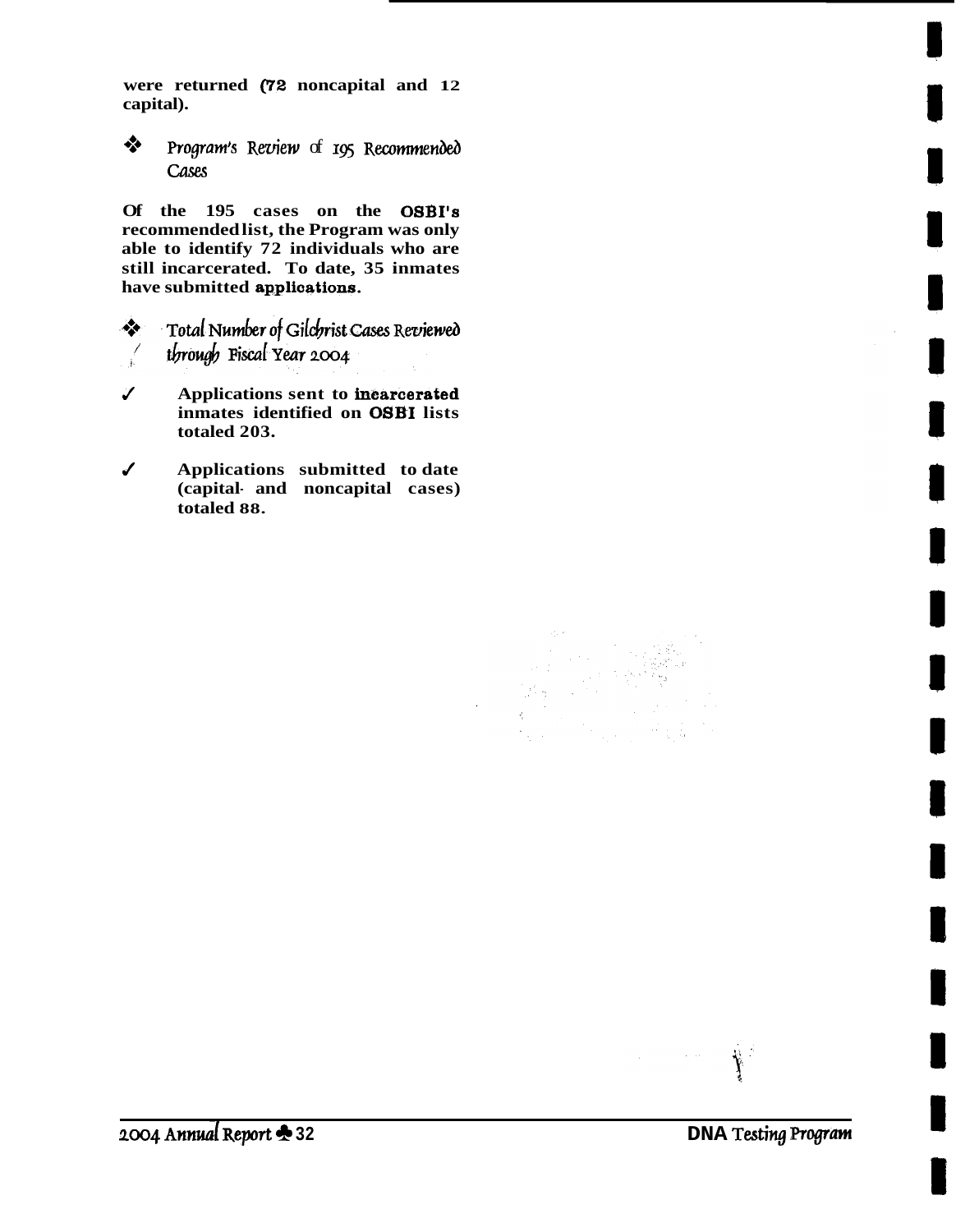**were returned (72 noncapital and 12 capital).**

### ❖ *Program's Review of 195 Recommended Cases*

**Of the 195 cases on the OSBI's recommended list, the Program was only able to identify 72 individuals who are still incarcerated. To date, 35 inmates have submitted applications.**

### ❖ *Total Number of Gilchrist Cases Reviewed through Fiscal Year 2004*

- ✓ **Applications sent to incarcerated inmates identified on OSBI lists totaled 203.**
- ✓ **Applications submitted to date (capital- and noncapital cases) totaled 88.**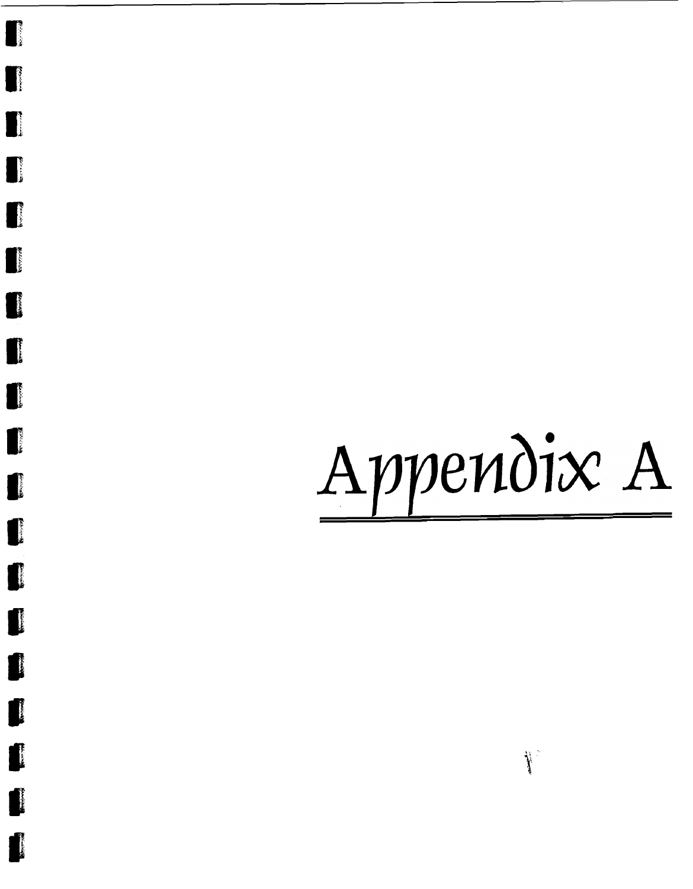# Appendix A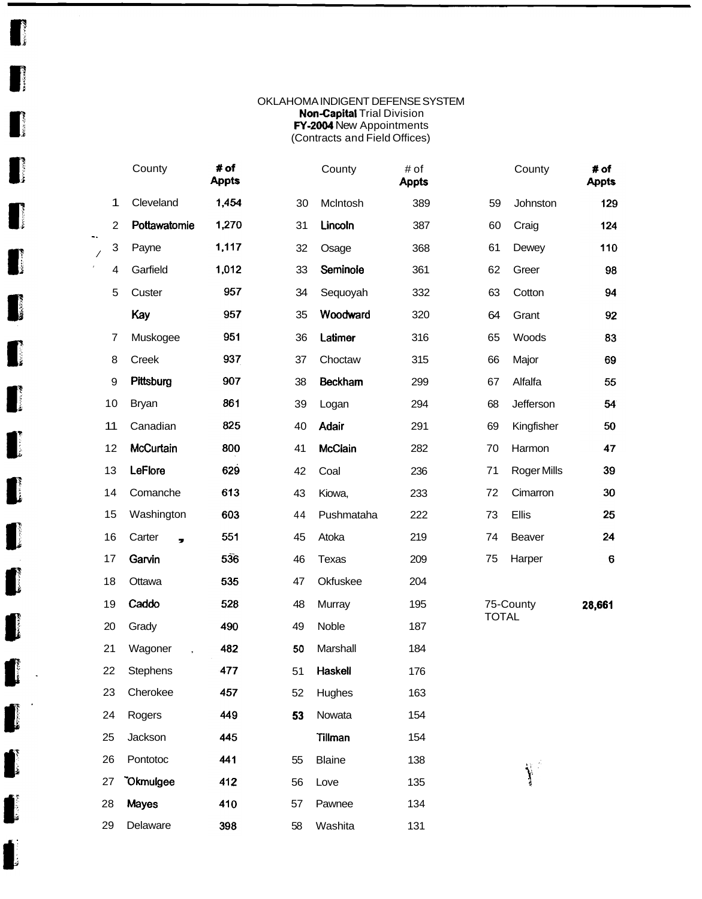OKLAHOMA INDIGENT DEFENSE SYSTEM
**Non-Capital** Trial Division
**FY-2004** New Appointments
(Contracts and Field Offices)

| | County | # of Appts | | County | # of Appts | | County | # of Appts |
|---|---|---|---|---|---|---|---|---|
| 1 | Cleveland | 1,454 | 30 | McIntosh | 389 | 59 | Johnston | 129 |
| 2 | Pottawatomie | 1,270 | 31 | Lincoln | 387 | 60 | Craig | 124 |
| 3 | Payne | 1,117 | 32 | Osage | 368 | 61 | Dewey | 110 |
| 4 | Garfield | 1,012 | 33 | Seminole | 361 | 62 | Greer | 98 |
| 5 | Custer | 957 | 34 | Sequoyah | 332 | 63 | Cotton | 94 |
| | Kay | 957 | 35 | Woodward | 320 | 64 | Grant | 92 |
| 7 | Muskogee | 951 | 36 | Latimer | 316 | 65 | Woods | 83 |
| 8 | Creek | 937 | 37 | Choctaw | 315 | 66 | Major | 69 |
| 9 | Pittsburg | 907 | 38 | Beckham | 299 | 67 | Alfalfa | 55 |
| 10 | Bryan | 861 | 39 | Logan | 294 | 68 | Jefferson | 54 |
| 11 | Canadian | 825 | 40 | Adair | 291 | 69 | Kingfisher | 50 |
| 12 | McCurtain | 800 | 41 | McClain | 282 | 70 | Harmon | 47 |
| 13 | LeFlore | 629 | 42 | Coal | 236 | 71 | Roger Mills | 39 |
| 14 | Comanche | 613 | 43 | Kiowa, | 233 | 72 | Cimarron | 30 |
| 15 | Washington | 603 | 44 | Pushmataha | 222 | 73 | Ellis | 25 |
| 16 | Carter | 551 | 45 | Atoka | 219 | 74 | Beaver | 24 |
| 17 | Garvin | 536 | 46 | Texas | 209 | 75 | Harper | 6 |
| 18 | Ottawa | 535 | 47 | Okfuskee | 204 | | | |
| 19 | Caddo | 528 | 48 | Murray | 195 | | 75-County TOTAL | 28,661 |
| 20 | Grady | 490 | 49 | Noble | 187 | | | |
| 21 | Wagoner | 482 | 50 | Marshall | 184 | | | |
| 22 | Stephens | 477 | 51 | Haskell | 176 | | | |
| 23 | Cherokee | 457 | 52 | Hughes | 163 | | | |
| 24 | Rogers | 449 | 53 | Nowata | 154 | | | |
| 25 | Jackson | 445 | | Tillman | 154 | | | |
| 26 | Pontotoc | 441 | 55 | Blaine | 138 | | | |
| 27 | Okmulgee | 412 | 56 | Love | 135 | | | |
| 28 | Mayes | 410 | 57 | Pawnee | 134 | | | |
| 29 | Delaware | 398 | 58 | Washita | 131 | | | |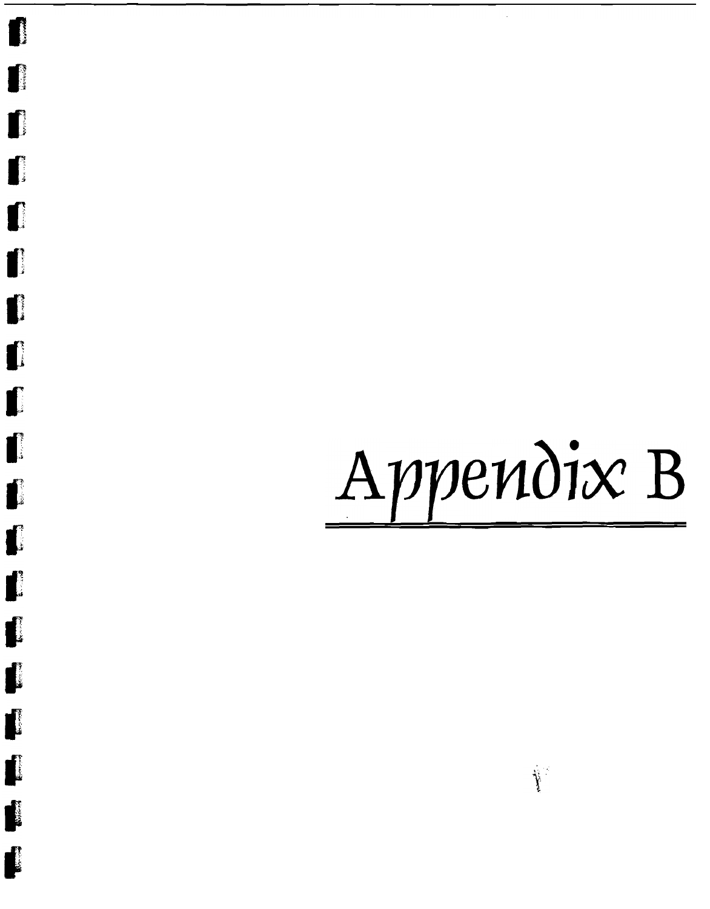# Appendix B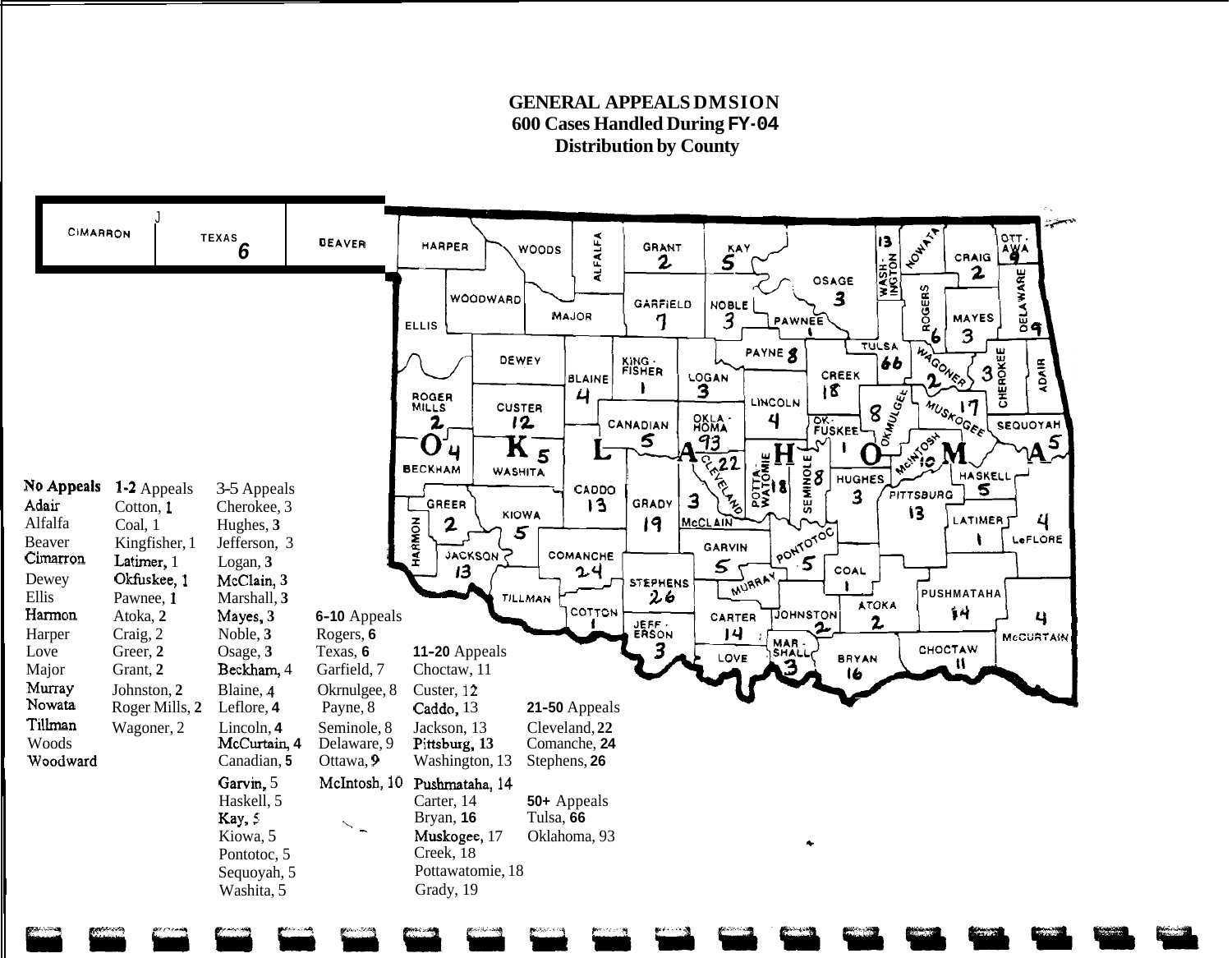**GENERAL APPEALS DIVISION**
**600 Cases Handled During FY-04**
**Distribution by County**

| No Appeals | 1-2 Appeals | 3-5 Appeals | 6-10 Appeals | 11-20 Appeals | 21-50 Appeals | 50+ Appeals |
|---|---|---|---|---|---|---|
| Adair | Cotton, 1 | Cherokee, 3 | Rogers, 6 | Choctaw, 11 | Cleveland, 22 | Tulsa, 66 |
| Alfalfa | Coal, 1 | Hughes, 3 | Texas, 6 | Custer, 12 | Comanche, 24 | Oklahoma, 93 |
| Beaver | Kingfisher, 1 | Jefferson, 3 | Garfield, 7 | Caddo, 13 | Stephens, 26 | |
| Cimarron | Latimer, 1 | Logan, 3 | Okmulgee, 8 | Jackson, 13 | | |
| Dewey | Okfuskee, 1 | McClain, 3 | Payne, 8 | Pittsburg, 13 | | |
| Ellis | Pawnee, 1 | Marshall, 3 | Seminole, 8 | Washington, 13 | | |
| Harmon | Atoka, 2 | Mayes, 3 | Delaware, 9 | Pushmataha, 14 | | |
| Harper | Craig, 2 | Noble, 3 | Ottawa, 9 | Carter, 14 | | |
| Love | Greer, 2 | Osage, 3 | McIntosh, 10 | Bryan, 16 | | |
| Major | Grant, 2 | Beckham, 4 | | Muskogee, 17 | | |
| Murray | Johnston, 2 | Blaine, 4 | | Creek, 18 | | |
| Nowata | Roger Mills, 2 | Leflore, 4 | | Pottawatomie, 18 | | |
| Tillman | Wagoner, 2 | Lincoln, 4 | | Grady, 19 | | |
| Woods | | McCurtain, 4 | | | | |
| Woodward | | Canadian, 5 | | | | |
| | | Garvin, 5 | | | | |
| | | Haskell, 5 | | | | |
| | | Kay, 5 | | | | |
| | | Kiowa, 5 | | | | |
| | | Pontotoc, 5 | | | | |
| | | Sequoyah, 5 | | | | |
| | | Washita, 5 | | | | |